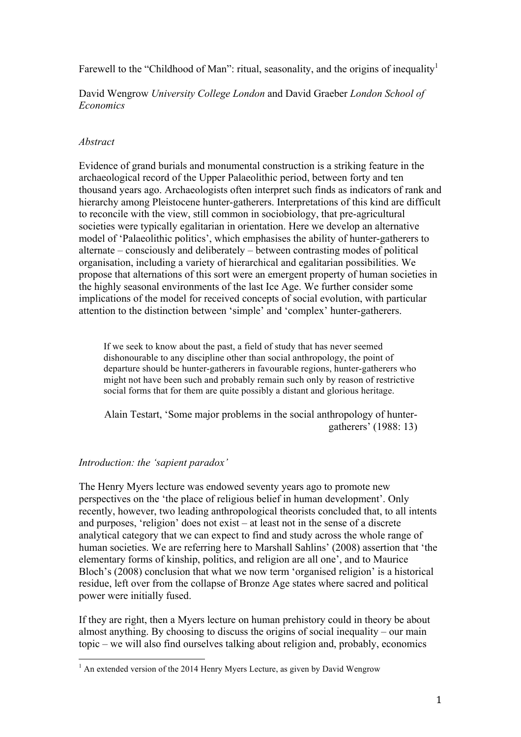Farewell to the "Childhood of Man": ritual, seasonality, and the origins of inequality[1]

David Wengrow *University College London* and David Graeber *London School of Economics*

*Abstract*

Evidence of grand burials and monumental construction is a striking feature in the archaeological record of the Upper Palaeolithic period, between forty and ten thousand years ago. Archaeologists often interpret such finds as indicators of rank and hierarchy among Pleistocene hunter-gatherers. Interpretations of this kind are difficult to reconcile with the view, still common in sociobiology, that pre-agricultural societies were typically egalitarian in orientation. Here we develop an alternative model of 'Palaeolithic politics', which emphasises the ability of hunter-gatherers to alternate – consciously and deliberately – between contrasting modes of political organisation, including a variety of hierarchical and egalitarian possibilities. We propose that alternations of this sort were an emergent property of human societies in the highly seasonal environments of the last Ice Age. We further consider some implications of the model for received concepts of social evolution, with particular attention to the distinction between 'simple' and 'complex' hunter-gatherers.

> If we seek to know about the past, a field of study that has never seemed dishonourable to any discipline other than social anthropology, the point of departure should be hunter-gatherers in favourable regions, hunter-gatherers who might not have been such and probably remain such only by reason of restrictive social forms that for them are quite possibly a distant and glorious heritage.
>
> Alain Testart, 'Some major problems in the social anthropology of hunter-gatherers' (1988: 13)

*Introduction: the 'sapient paradox'*

The Henry Myers lecture was endowed seventy years ago to promote new perspectives on the 'the place of religious belief in human development'. Only recently, however, two leading anthropological theorists concluded that, to all intents and purposes, 'religion' does not exist – at least not in the sense of a discrete analytical category that we can expect to find and study across the whole range of human societies. We are referring here to Marshall Sahlins' (2008) assertion that 'the elementary forms of kinship, politics, and religion are all one', and to Maurice Bloch's (2008) conclusion that what we now term 'organised religion' is a historical residue, left over from the collapse of Bronze Age states where sacred and political power were initially fused.

If they are right, then a Myers lecture on human prehistory could in theory be about almost anything. By choosing to discuss the origins of social inequality – our main topic – we will also find ourselves talking about religion and, probably, economics

[1] An extended version of the 2014 Henry Myers Lecture, as given by David Wengrow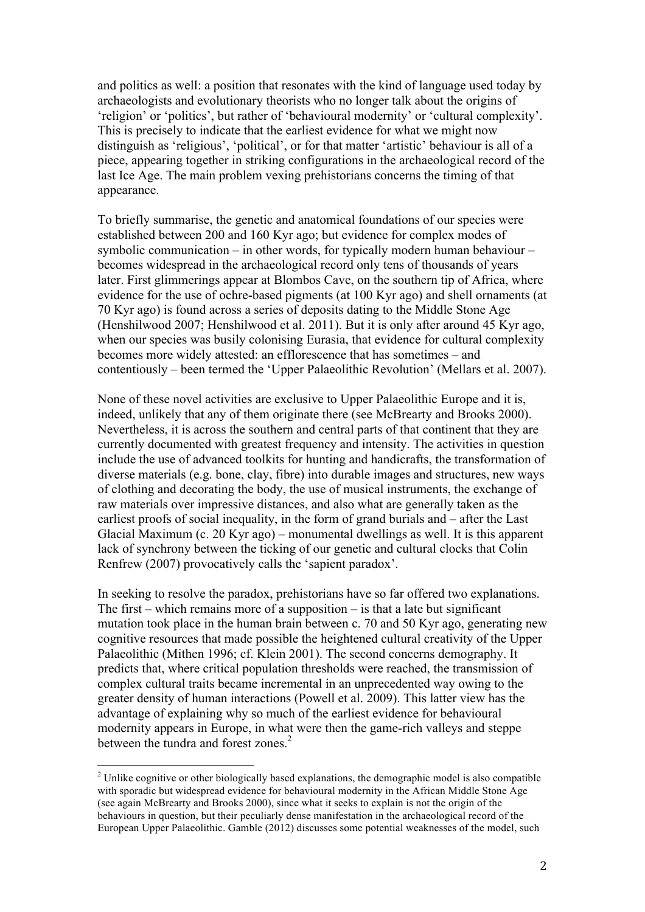and politics as well: a position that resonates with the kind of language used today by archaeologists and evolutionary theorists who no longer talk about the origins of 'religion' or 'politics', but rather of 'behavioural modernity' or 'cultural complexity'. This is precisely to indicate that the earliest evidence for what we might now distinguish as 'religious', 'political', or for that matter 'artistic' behaviour is all of a piece, appearing together in striking configurations in the archaeological record of the last Ice Age. The main problem vexing prehistorians concerns the timing of that appearance.

To briefly summarise, the genetic and anatomical foundations of our species were established between 200 and 160 Kyr ago; but evidence for complex modes of symbolic communication – in other words, for typically modern human behaviour – becomes widespread in the archaeological record only tens of thousands of years later. First glimmerings appear at Blombos Cave, on the southern tip of Africa, where evidence for the use of ochre-based pigments (at 100 Kyr ago) and shell ornaments (at 70 Kyr ago) is found across a series of deposits dating to the Middle Stone Age (Henshilwood 2007; Henshilwood et al. 2011). But it is only after around 45 Kyr ago, when our species was busily colonising Eurasia, that evidence for cultural complexity becomes more widely attested: an efflorescence that has sometimes – and contentiously – been termed the 'Upper Palaeolithic Revolution' (Mellars et al. 2007).

None of these novel activities are exclusive to Upper Palaeolithic Europe and it is, indeed, unlikely that any of them originate there (see McBrearty and Brooks 2000). Nevertheless, it is across the southern and central parts of that continent that they are currently documented with greatest frequency and intensity. The activities in question include the use of advanced toolkits for hunting and handicrafts, the transformation of diverse materials (e.g. bone, clay, fibre) into durable images and structures, new ways of clothing and decorating the body, the use of musical instruments, the exchange of raw materials over impressive distances, and also what are generally taken as the earliest proofs of social inequality, in the form of grand burials and – after the Last Glacial Maximum (c. 20 Kyr ago) – monumental dwellings as well. It is this apparent lack of synchrony between the ticking of our genetic and cultural clocks that Colin Renfrew (2007) provocatively calls the 'sapient paradox'.

In seeking to resolve the paradox, prehistorians have so far offered two explanations. The first – which remains more of a supposition – is that a late but significant mutation took place in the human brain between c. 70 and 50 Kyr ago, generating new cognitive resources that made possible the heightened cultural creativity of the Upper Palaeolithic (Mithen 1996; cf. Klein 2001). The second concerns demography. It predicts that, where critical population thresholds were reached, the transmission of complex cultural traits became incremental in an unprecedented way owing to the greater density of human interactions (Powell et al. 2009). This latter view has the advantage of explaining why so much of the earliest evidence for behavioural modernity appears in Europe, in what were then the game-rich valleys and steppe between the tundra and forest zones.[2]

---

[2] Unlike cognitive or other biologically based explanations, the demographic model is also compatible with sporadic but widespread evidence for behavioural modernity in the African Middle Stone Age (see again McBrearty and Brooks 2000), since what it seeks to explain is not the origin of the behaviours in question, but their peculiarly dense manifestation in the archaeological record of the European Upper Palaeolithic. Gamble (2012) discusses some potential weaknesses of the model, such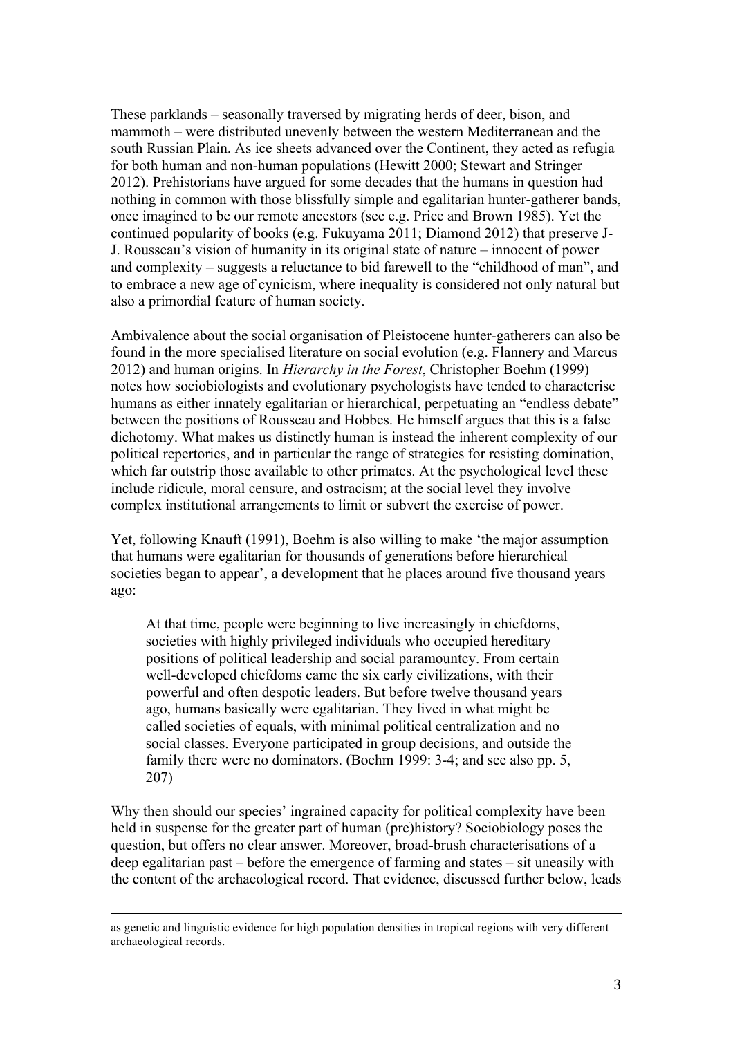These parklands – seasonally traversed by migrating herds of deer, bison, and mammoth – were distributed unevenly between the western Mediterranean and the south Russian Plain. As ice sheets advanced over the Continent, they acted as refugia for both human and non-human populations (Hewitt 2000; Stewart and Stringer 2012). Prehistorians have argued for some decades that the humans in question had nothing in common with those blissfully simple and egalitarian hunter-gatherer bands, once imagined to be our remote ancestors (see e.g. Price and Brown 1985). Yet the continued popularity of books (e.g. Fukuyama 2011; Diamond 2012) that preserve J-J. Rousseau's vision of humanity in its original state of nature – innocent of power and complexity – suggests a reluctance to bid farewell to the "childhood of man", and to embrace a new age of cynicism, where inequality is considered not only natural but also a primordial feature of human society.

Ambivalence about the social organisation of Pleistocene hunter-gatherers can also be found in the more specialised literature on social evolution (e.g. Flannery and Marcus 2012) and human origins. In *Hierarchy in the Forest*, Christopher Boehm (1999) notes how sociobiologists and evolutionary psychologists have tended to characterise humans as either innately egalitarian or hierarchical, perpetuating an "endless debate" between the positions of Rousseau and Hobbes. He himself argues that this is a false dichotomy. What makes us distinctly human is instead the inherent complexity of our political repertories, and in particular the range of strategies for resisting domination, which far outstrip those available to other primates. At the psychological level these include ridicule, moral censure, and ostracism; at the social level they involve complex institutional arrangements to limit or subvert the exercise of power.

Yet, following Knauft (1991), Boehm is also willing to make 'the major assumption that humans were egalitarian for thousands of generations before hierarchical societies began to appear', a development that he places around five thousand years ago:

> At that time, people were beginning to live increasingly in chiefdoms, societies with highly privileged individuals who occupied hereditary positions of political leadership and social paramountcy. From certain well-developed chiefdoms came the six early civilizations, with their powerful and often despotic leaders. But before twelve thousand years ago, humans basically were egalitarian. They lived in what might be called societies of equals, with minimal political centralization and no social classes. Everyone participated in group decisions, and outside the family there were no dominators. (Boehm 1999: 3-4; and see also pp. 5, 207)

Why then should our species' ingrained capacity for political complexity have been held in suspense for the greater part of human (pre)history? Sociobiology poses the question, but offers no clear answer. Moreover, broad-brush characterisations of a deep egalitarian past – before the emergence of farming and states – sit uneasily with the content of the archaeological record. That evidence, discussed further below, leads

---

as genetic and linguistic evidence for high population densities in tropical regions with very different archaeological records.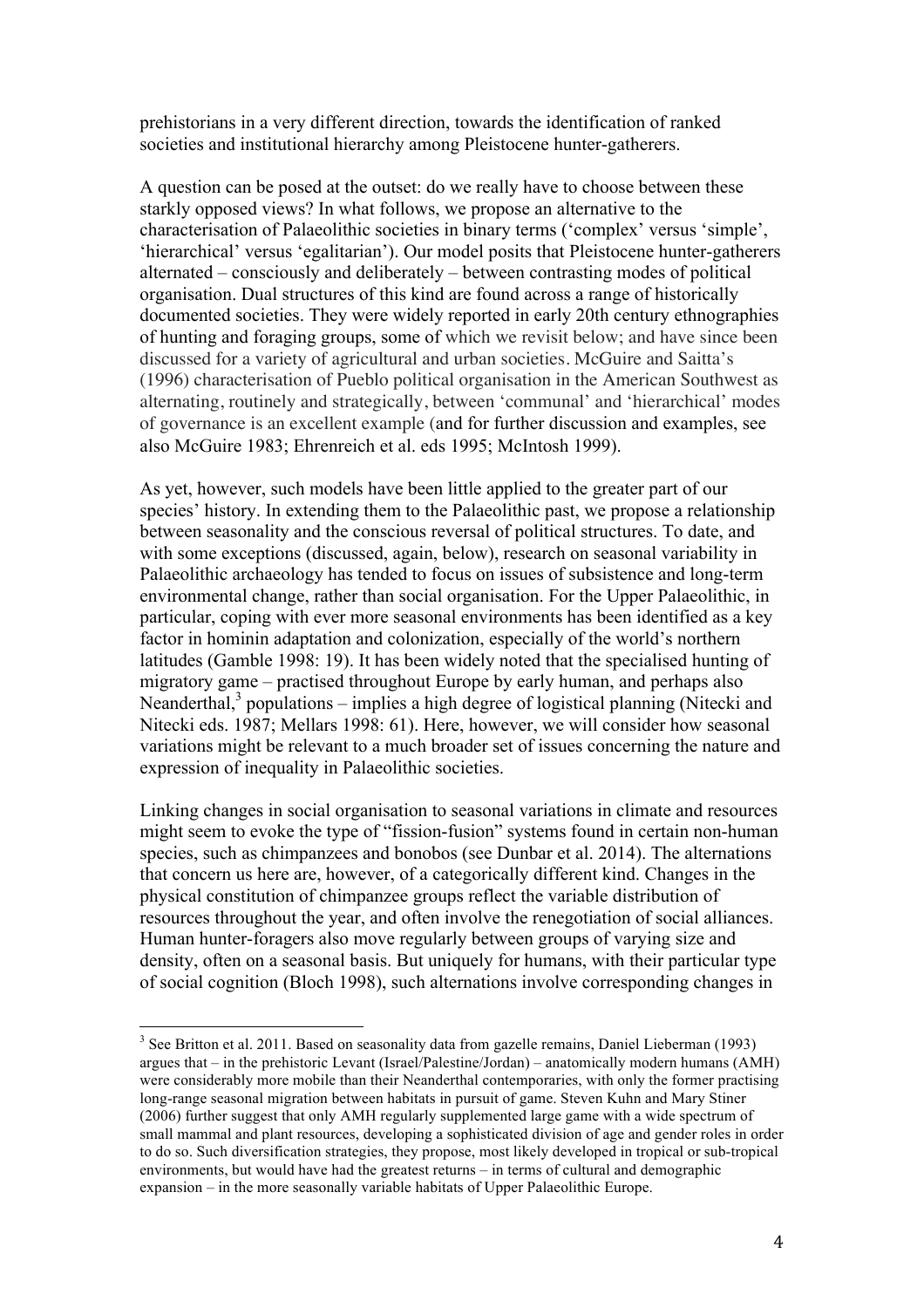prehistorians in a very different direction, towards the identification of ranked societies and institutional hierarchy among Pleistocene hunter-gatherers.

A question can be posed at the outset: do we really have to choose between these starkly opposed views? In what follows, we propose an alternative to the characterisation of Palaeolithic societies in binary terms ('complex' versus 'simple', 'hierarchical' versus 'egalitarian'). Our model posits that Pleistocene hunter-gatherers alternated – consciously and deliberately – between contrasting modes of political organisation. Dual structures of this kind are found across a range of historically documented societies. They were widely reported in early 20th century ethnographies of hunting and foraging groups, some of which we revisit below; and have since been discussed for a variety of agricultural and urban societies. McGuire and Saitta's (1996) characterisation of Pueblo political organisation in the American Southwest as alternating, routinely and strategically, between 'communal' and 'hierarchical' modes of governance is an excellent example (and for further discussion and examples, see also McGuire 1983; Ehrenreich et al. eds 1995; McIntosh 1999).

As yet, however, such models have been little applied to the greater part of our species' history. In extending them to the Palaeolithic past, we propose a relationship between seasonality and the conscious reversal of political structures. To date, and with some exceptions (discussed, again, below), research on seasonal variability in Palaeolithic archaeology has tended to focus on issues of subsistence and long-term environmental change, rather than social organisation. For the Upper Palaeolithic, in particular, coping with ever more seasonal environments has been identified as a key factor in hominin adaptation and colonization, especially of the world's northern latitudes (Gamble 1998: 19). It has been widely noted that the specialised hunting of migratory game – practised throughout Europe by early human, and perhaps also Neanderthal,[3] populations – implies a high degree of logistical planning (Nitecki and Nitecki eds. 1987; Mellars 1998: 61). Here, however, we will consider how seasonal variations might be relevant to a much broader set of issues concerning the nature and expression of inequality in Palaeolithic societies.

Linking changes in social organisation to seasonal variations in climate and resources might seem to evoke the type of "fission-fusion" systems found in certain non-human species, such as chimpanzees and bonobos (see Dunbar et al. 2014). The alternations that concern us here are, however, of a categorically different kind. Changes in the physical constitution of chimpanzee groups reflect the variable distribution of resources throughout the year, and often involve the renegotiation of social alliances. Human hunter-foragers also move regularly between groups of varying size and density, often on a seasonal basis. But uniquely for humans, with their particular type of social cognition (Bloch 1998), such alternations involve corresponding changes in

[3] See Britton et al. 2011. Based on seasonality data from gazelle remains, Daniel Lieberman (1993) argues that – in the prehistoric Levant (Israel/Palestine/Jordan) – anatomically modern humans (AMH) were considerably more mobile than their Neanderthal contemporaries, with only the former practising long-range seasonal migration between habitats in pursuit of game. Steven Kuhn and Mary Stiner (2006) further suggest that only AMH regularly supplemented large game with a wide spectrum of small mammal and plant resources, developing a sophisticated division of age and gender roles in order to do so. Such diversification strategies, they propose, most likely developed in tropical or sub-tropical environments, but would have had the greatest returns – in terms of cultural and demographic expansion – in the more seasonally variable habitats of Upper Palaeolithic Europe.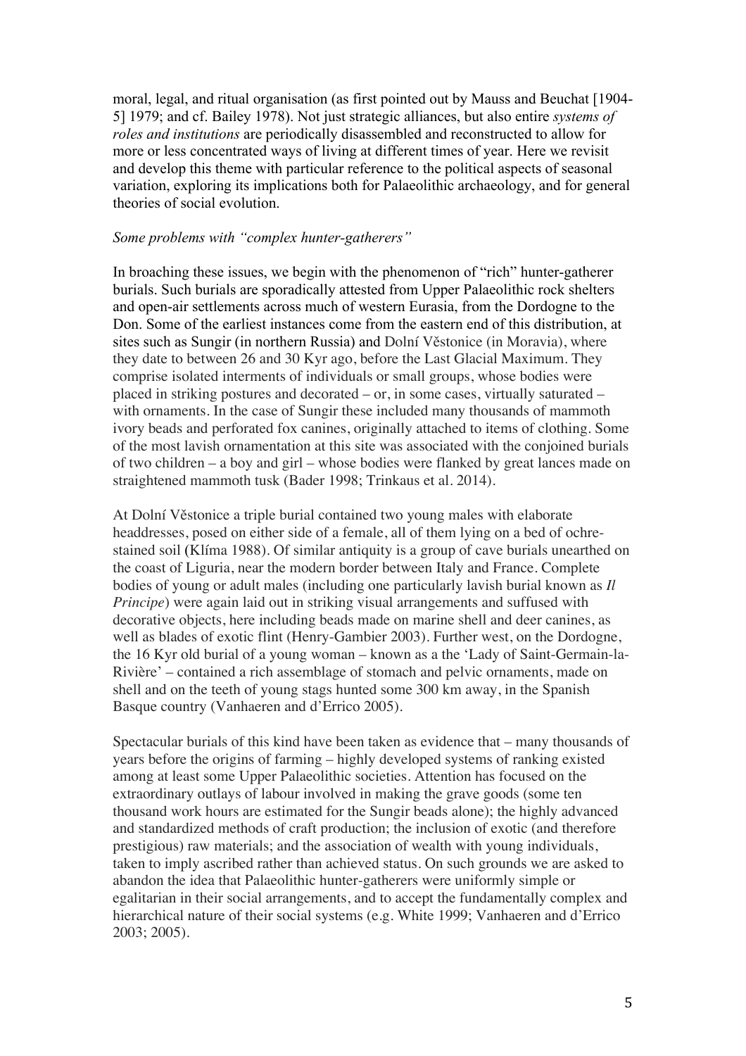moral, legal, and ritual organisation (as first pointed out by Mauss and Beuchat [1904-5] 1979; and cf. Bailey 1978). Not just strategic alliances, but also entire *systems of roles and institutions* are periodically disassembled and reconstructed to allow for more or less concentrated ways of living at different times of year. Here we revisit and develop this theme with particular reference to the political aspects of seasonal variation, exploring its implications both for Palaeolithic archaeology, and for general theories of social evolution.

*Some problems with "complex hunter-gatherers"*

In broaching these issues, we begin with the phenomenon of "rich" hunter-gatherer burials. Such burials are sporadically attested from Upper Palaeolithic rock shelters and open-air settlements across much of western Eurasia, from the Dordogne to the Don. Some of the earliest instances come from the eastern end of this distribution, at sites such as Sungir (in northern Russia) and Dolní Věstonice (in Moravia), where they date to between 26 and 30 Kyr ago, before the Last Glacial Maximum. They comprise isolated interments of individuals or small groups, whose bodies were placed in striking postures and decorated – or, in some cases, virtually saturated – with ornaments. In the case of Sungir these included many thousands of mammoth ivory beads and perforated fox canines, originally attached to items of clothing. Some of the most lavish ornamentation at this site was associated with the conjoined burials of two children – a boy and girl – whose bodies were flanked by great lances made on straightened mammoth tusk (Bader 1998; Trinkaus et al. 2014).

At Dolní Věstonice a triple burial contained two young males with elaborate headdresses, posed on either side of a female, all of them lying on a bed of ochre-stained soil (Klíma 1988). Of similar antiquity is a group of cave burials unearthed on the coast of Liguria, near the modern border between Italy and France. Complete bodies of young or adult males (including one particularly lavish burial known as *Il Principe*) were again laid out in striking visual arrangements and suffused with decorative objects, here including beads made on marine shell and deer canines, as well as blades of exotic flint (Henry-Gambier 2003). Further west, on the Dordogne, the 16 Kyr old burial of a young woman – known as a the 'Lady of Saint-Germain-la-Rivière' – contained a rich assemblage of stomach and pelvic ornaments, made on shell and on the teeth of young stags hunted some 300 km away, in the Spanish Basque country (Vanhaeren and d'Errico 2005).

Spectacular burials of this kind have been taken as evidence that – many thousands of years before the origins of farming – highly developed systems of ranking existed among at least some Upper Palaeolithic societies. Attention has focused on the extraordinary outlays of labour involved in making the grave goods (some ten thousand work hours are estimated for the Sungir beads alone); the highly advanced and standardized methods of craft production; the inclusion of exotic (and therefore prestigious) raw materials; and the association of wealth with young individuals, taken to imply ascribed rather than achieved status. On such grounds we are asked to abandon the idea that Palaeolithic hunter-gatherers were uniformly simple or egalitarian in their social arrangements, and to accept the fundamentally complex and hierarchical nature of their social systems (e.g. White 1999; Vanhaeren and d'Errico 2003; 2005).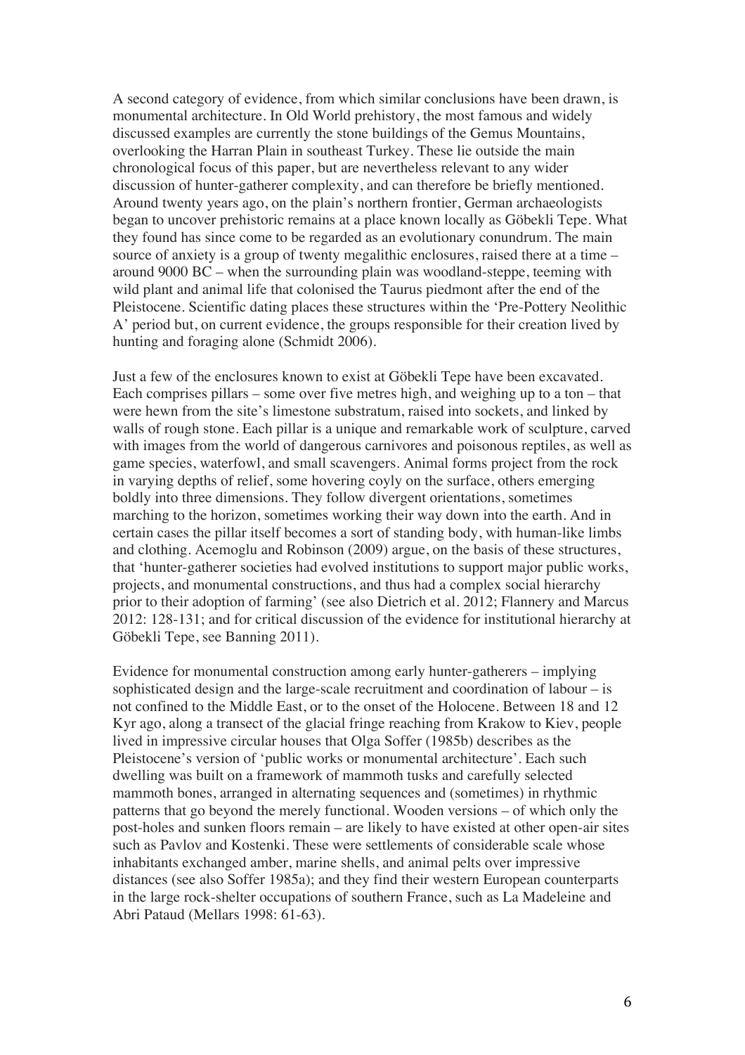A second category of evidence, from which similar conclusions have been drawn, is monumental architecture. In Old World prehistory, the most famous and widely discussed examples are currently the stone buildings of the Gemus Mountains, overlooking the Harran Plain in southeast Turkey. These lie outside the main chronological focus of this paper, but are nevertheless relevant to any wider discussion of hunter-gatherer complexity, and can therefore be briefly mentioned. Around twenty years ago, on the plain's northern frontier, German archaeologists began to uncover prehistoric remains at a place known locally as Göbekli Tepe. What they found has since come to be regarded as an evolutionary conundrum. The main source of anxiety is a group of twenty megalithic enclosures, raised there at a time – around 9000 BC – when the surrounding plain was woodland-steppe, teeming with wild plant and animal life that colonised the Taurus piedmont after the end of the Pleistocene. Scientific dating places these structures within the 'Pre-Pottery Neolithic A' period but, on current evidence, the groups responsible for their creation lived by hunting and foraging alone (Schmidt 2006).

Just a few of the enclosures known to exist at Göbekli Tepe have been excavated. Each comprises pillars – some over five metres high, and weighing up to a ton – that were hewn from the site's limestone substratum, raised into sockets, and linked by walls of rough stone. Each pillar is a unique and remarkable work of sculpture, carved with images from the world of dangerous carnivores and poisonous reptiles, as well as game species, waterfowl, and small scavengers. Animal forms project from the rock in varying depths of relief, some hovering coyly on the surface, others emerging boldly into three dimensions. They follow divergent orientations, sometimes marching to the horizon, sometimes working their way down into the earth. And in certain cases the pillar itself becomes a sort of standing body, with human-like limbs and clothing. Acemoglu and Robinson (2009) argue, on the basis of these structures, that 'hunter-gatherer societies had evolved institutions to support major public works, projects, and monumental constructions, and thus had a complex social hierarchy prior to their adoption of farming' (see also Dietrich et al. 2012; Flannery and Marcus 2012: 128-131; and for critical discussion of the evidence for institutional hierarchy at Göbekli Tepe, see Banning 2011).

Evidence for monumental construction among early hunter-gatherers – implying sophisticated design and the large-scale recruitment and coordination of labour – is not confined to the Middle East, or to the onset of the Holocene. Between 18 and 12 Kyr ago, along a transect of the glacial fringe reaching from Krakow to Kiev, people lived in impressive circular houses that Olga Soffer (1985b) describes as the Pleistocene's version of 'public works or monumental architecture'. Each such dwelling was built on a framework of mammoth tusks and carefully selected mammoth bones, arranged in alternating sequences and (sometimes) in rhythmic patterns that go beyond the merely functional. Wooden versions – of which only the post-holes and sunken floors remain – are likely to have existed at other open-air sites such as Pavlov and Kostenki. These were settlements of considerable scale whose inhabitants exchanged amber, marine shells, and animal pelts over impressive distances (see also Soffer 1985a); and they find their western European counterparts in the large rock-shelter occupations of southern France, such as La Madeleine and Abri Pataud (Mellars 1998: 61-63).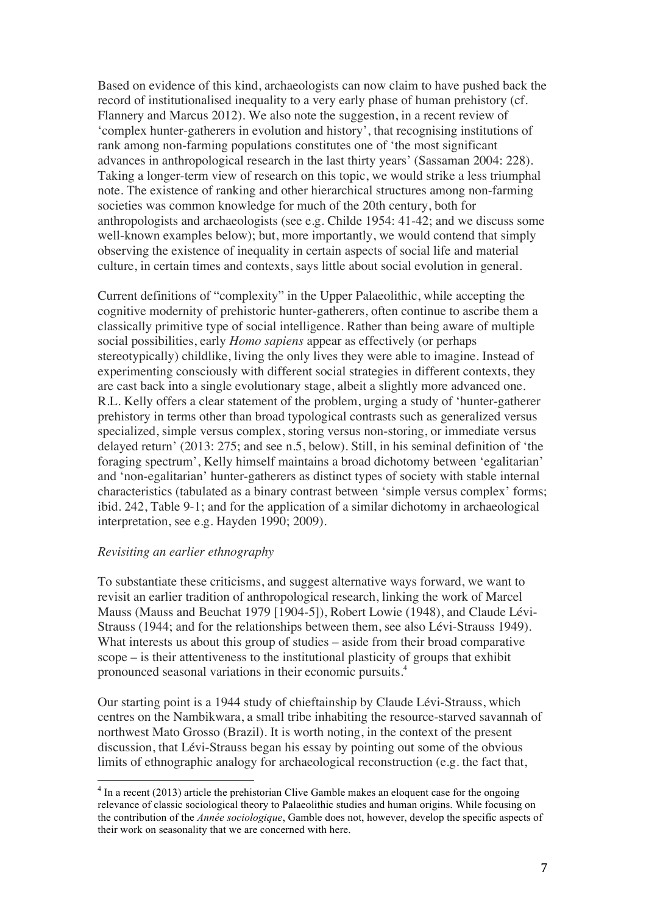Based on evidence of this kind, archaeologists can now claim to have pushed back the record of institutionalised inequality to a very early phase of human prehistory (cf. Flannery and Marcus 2012). We also note the suggestion, in a recent review of 'complex hunter-gatherers in evolution and history', that recognising institutions of rank among non-farming populations constitutes one of 'the most significant advances in anthropological research in the last thirty years' (Sassaman 2004: 228). Taking a longer-term view of research on this topic, we would strike a less triumphal note. The existence of ranking and other hierarchical structures among non-farming societies was common knowledge for much of the 20th century, both for anthropologists and archaeologists (see e.g. Childe 1954: 41-42; and we discuss some well-known examples below); but, more importantly, we would contend that simply observing the existence of inequality in certain aspects of social life and material culture, in certain times and contexts, says little about social evolution in general.

Current definitions of "complexity" in the Upper Palaeolithic, while accepting the cognitive modernity of prehistoric hunter-gatherers, often continue to ascribe them a classically primitive type of social intelligence. Rather than being aware of multiple social possibilities, early *Homo sapiens* appear as effectively (or perhaps stereotypically) childlike, living the only lives they were able to imagine. Instead of experimenting consciously with different social strategies in different contexts, they are cast back into a single evolutionary stage, albeit a slightly more advanced one. R.L. Kelly offers a clear statement of the problem, urging a study of 'hunter-gatherer prehistory in terms other than broad typological contrasts such as generalized versus specialized, simple versus complex, storing versus non-storing, or immediate versus delayed return' (2013: 275; and see n.5, below). Still, in his seminal definition of 'the foraging spectrum', Kelly himself maintains a broad dichotomy between 'egalitarian' and 'non-egalitarian' hunter-gatherers as distinct types of society with stable internal characteristics (tabulated as a binary contrast between 'simple versus complex' forms; ibid. 242, Table 9-1; and for the application of a similar dichotomy in archaeological interpretation, see e.g. Hayden 1990; 2009).

### *Revisiting an earlier ethnography*

To substantiate these criticisms, and suggest alternative ways forward, we want to revisit an earlier tradition of anthropological research, linking the work of Marcel Mauss (Mauss and Beuchat 1979 [1904-5]), Robert Lowie (1948), and Claude Lévi-Strauss (1944; and for the relationships between them, see also Lévi-Strauss 1949). What interests us about this group of studies – aside from their broad comparative scope – is their attentiveness to the institutional plasticity of groups that exhibit pronounced seasonal variations in their economic pursuits.[4]

Our starting point is a 1944 study of chieftainship by Claude Lévi-Strauss, which centres on the Nambikwara, a small tribe inhabiting the resource-starved savannah of northwest Mato Grosso (Brazil). It is worth noting, in the context of the present discussion, that Lévi-Strauss began his essay by pointing out some of the obvious limits of ethnographic analogy for archaeological reconstruction (e.g. the fact that,

[4] In a recent (2013) article the prehistorian Clive Gamble makes an eloquent case for the ongoing relevance of classic sociological theory to Palaeolithic studies and human origins. While focusing on the contribution of the *Année sociologique*, Gamble does not, however, develop the specific aspects of their work on seasonality that we are concerned with here.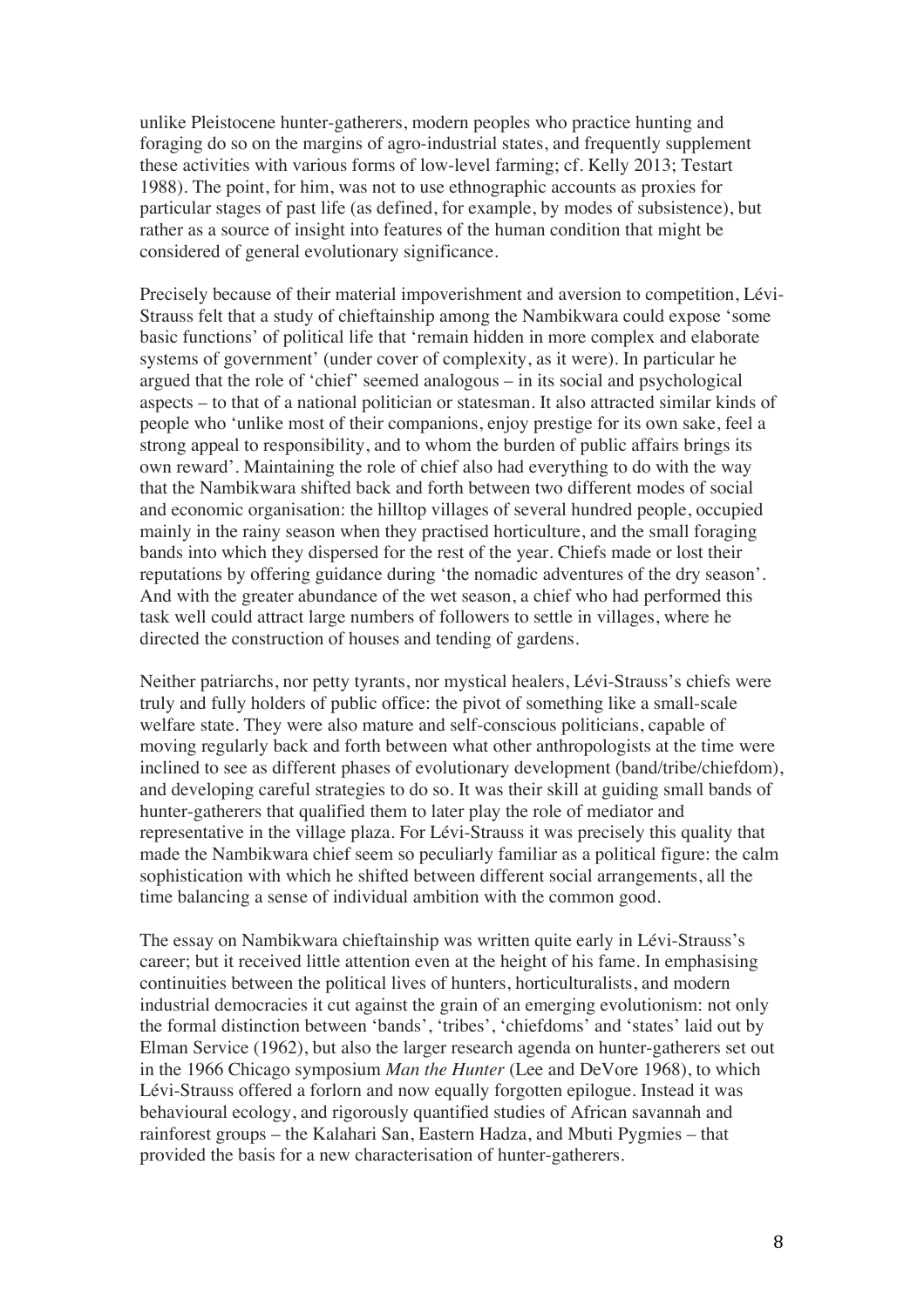unlike Pleistocene hunter-gatherers, modern peoples who practice hunting and foraging do so on the margins of agro-industrial states, and frequently supplement these activities with various forms of low-level farming; cf. Kelly 2013; Testart 1988). The point, for him, was not to use ethnographic accounts as proxies for particular stages of past life (as defined, for example, by modes of subsistence), but rather as a source of insight into features of the human condition that might be considered of general evolutionary significance.

Precisely because of their material impoverishment and aversion to competition, Lévi-Strauss felt that a study of chieftainship among the Nambikwara could expose 'some basic functions' of political life that 'remain hidden in more complex and elaborate systems of government' (under cover of complexity, as it were). In particular he argued that the role of 'chief' seemed analogous – in its social and psychological aspects – to that of a national politician or statesman. It also attracted similar kinds of people who 'unlike most of their companions, enjoy prestige for its own sake, feel a strong appeal to responsibility, and to whom the burden of public affairs brings its own reward'. Maintaining the role of chief also had everything to do with the way that the Nambikwara shifted back and forth between two different modes of social and economic organisation: the hilltop villages of several hundred people, occupied mainly in the rainy season when they practised horticulture, and the small foraging bands into which they dispersed for the rest of the year. Chiefs made or lost their reputations by offering guidance during 'the nomadic adventures of the dry season'. And with the greater abundance of the wet season, a chief who had performed this task well could attract large numbers of followers to settle in villages, where he directed the construction of houses and tending of gardens.

Neither patriarchs, nor petty tyrants, nor mystical healers, Lévi-Strauss's chiefs were truly and fully holders of public office: the pivot of something like a small-scale welfare state. They were also mature and self-conscious politicians, capable of moving regularly back and forth between what other anthropologists at the time were inclined to see as different phases of evolutionary development (band/tribe/chiefdom), and developing careful strategies to do so. It was their skill at guiding small bands of hunter-gatherers that qualified them to later play the role of mediator and representative in the village plaza. For Lévi-Strauss it was precisely this quality that made the Nambikwara chief seem so peculiarly familiar as a political figure: the calm sophistication with which he shifted between different social arrangements, all the time balancing a sense of individual ambition with the common good.

The essay on Nambikwara chieftainship was written quite early in Lévi-Strauss's career; but it received little attention even at the height of his fame. In emphasising continuities between the political lives of hunters, horticulturalists, and modern industrial democracies it cut against the grain of an emerging evolutionism: not only the formal distinction between 'bands', 'tribes', 'chiefdoms' and 'states' laid out by Elman Service (1962), but also the larger research agenda on hunter-gatherers set out in the 1966 Chicago symposium *Man the Hunter* (Lee and DeVore 1968), to which Lévi-Strauss offered a forlorn and now equally forgotten epilogue. Instead it was behavioural ecology, and rigorously quantified studies of African savannah and rainforest groups – the Kalahari San, Eastern Hadza, and Mbuti Pygmies – that provided the basis for a new characterisation of hunter-gatherers.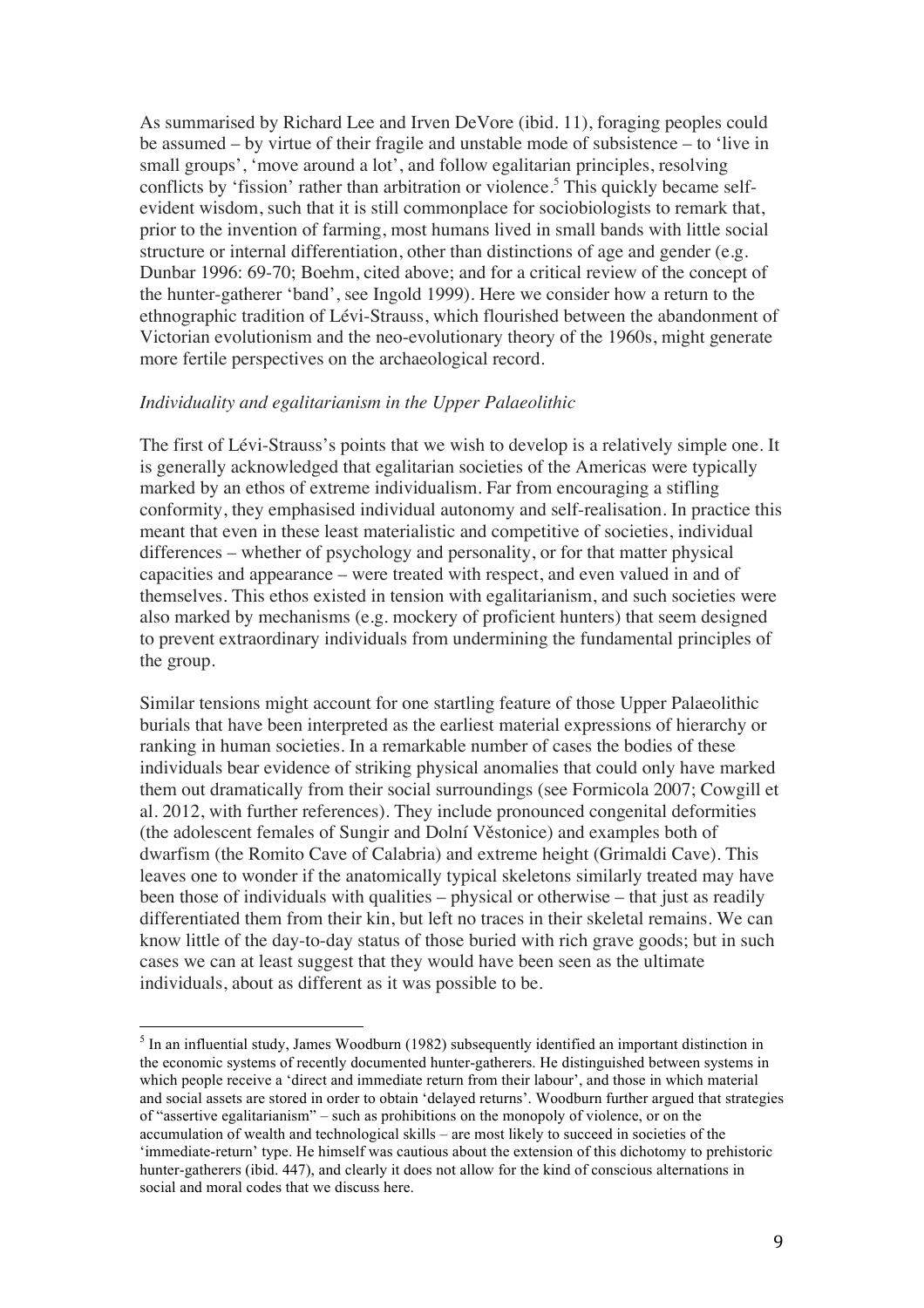As summarised by Richard Lee and Irven DeVore (ibid. 11), foraging peoples could be assumed – by virtue of their fragile and unstable mode of subsistence – to 'live in small groups', 'move around a lot', and follow egalitarian principles, resolving conflicts by 'fission' rather than arbitration or violence.[5] This quickly became self-evident wisdom, such that it is still commonplace for sociobiologists to remark that, prior to the invention of farming, most humans lived in small bands with little social structure or internal differentiation, other than distinctions of age and gender (e.g. Dunbar 1996: 69-70; Boehm, cited above; and for a critical review of the concept of the hunter-gatherer 'band', see Ingold 1999). Here we consider how a return to the ethnographic tradition of Lévi-Strauss, which flourished between the abandonment of Victorian evolutionism and the neo-evolutionary theory of the 1960s, might generate more fertile perspectives on the archaeological record.

*Individuality and egalitarianism in the Upper Palaeolithic*

The first of Lévi-Strauss's points that we wish to develop is a relatively simple one. It is generally acknowledged that egalitarian societies of the Americas were typically marked by an ethos of extreme individualism. Far from encouraging a stifling conformity, they emphasised individual autonomy and self-realisation. In practice this meant that even in these least materialistic and competitive of societies, individual differences – whether of psychology and personality, or for that matter physical capacities and appearance – were treated with respect, and even valued in and of themselves. This ethos existed in tension with egalitarianism, and such societies were also marked by mechanisms (e.g. mockery of proficient hunters) that seem designed to prevent extraordinary individuals from undermining the fundamental principles of the group.

Similar tensions might account for one startling feature of those Upper Palaeolithic burials that have been interpreted as the earliest material expressions of hierarchy or ranking in human societies. In a remarkable number of cases the bodies of these individuals bear evidence of striking physical anomalies that could only have marked them out dramatically from their social surroundings (see Formicola 2007; Cowgill et al. 2012, with further references). They include pronounced congenital deformities (the adolescent females of Sungir and Dolní Věstonice) and examples both of dwarfism (the Romito Cave of Calabria) and extreme height (Grimaldi Cave). This leaves one to wonder if the anatomically typical skeletons similarly treated may have been those of individuals with qualities – physical or otherwise – that just as readily differentiated them from their kin, but left no traces in their skeletal remains. We can know little of the day-to-day status of those buried with rich grave goods; but in such cases we can at least suggest that they would have been seen as the ultimate individuals, about as different as it was possible to be.

---

[5] In an influential study, James Woodburn (1982) subsequently identified an important distinction in the economic systems of recently documented hunter-gatherers. He distinguished between systems in which people receive a 'direct and immediate return from their labour', and those in which material and social assets are stored in order to obtain 'delayed returns'. Woodburn further argued that strategies of "assertive egalitarianism" – such as prohibitions on the monopoly of violence, or on the accumulation of wealth and technological skills – are most likely to succeed in societies of the 'immediate-return' type. He himself was cautious about the extension of this dichotomy to prehistoric hunter-gatherers (ibid. 447), and clearly it does not allow for the kind of conscious alternations in social and moral codes that we discuss here.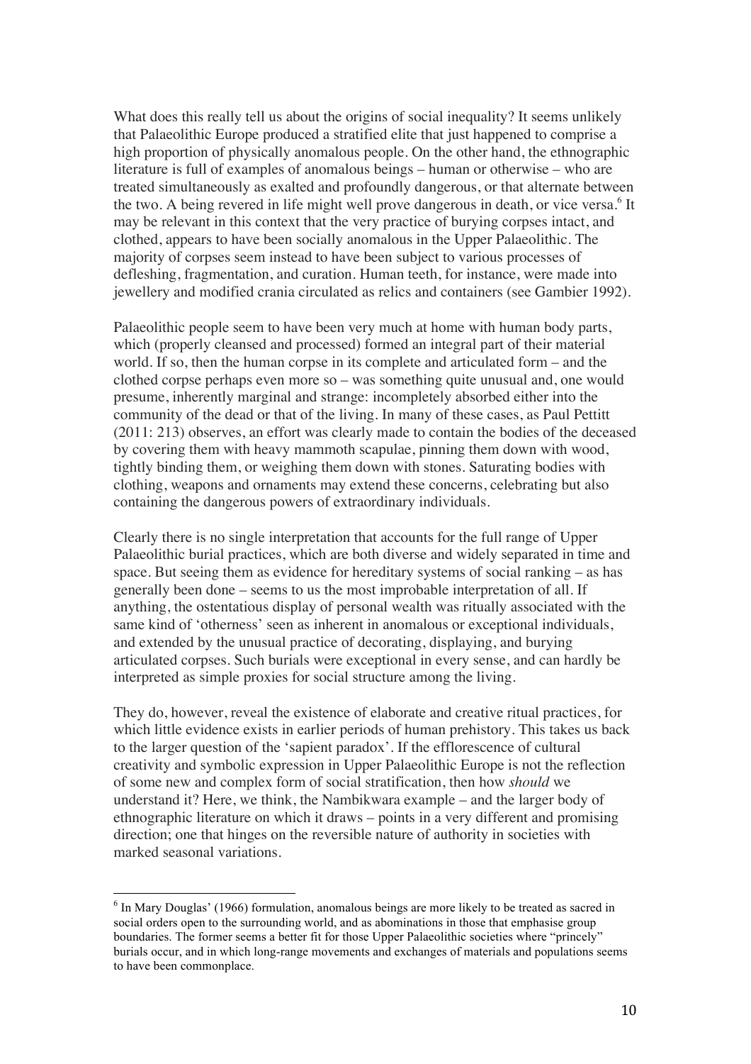What does this really tell us about the origins of social inequality? It seems unlikely that Palaeolithic Europe produced a stratified elite that just happened to comprise a high proportion of physically anomalous people. On the other hand, the ethnographic literature is full of examples of anomalous beings – human or otherwise – who are treated simultaneously as exalted and profoundly dangerous, or that alternate between the two. A being revered in life might well prove dangerous in death, or vice versa.[6] It may be relevant in this context that the very practice of burying corpses intact, and clothed, appears to have been socially anomalous in the Upper Palaeolithic. The majority of corpses seem instead to have been subject to various processes of defleshing, fragmentation, and curation. Human teeth, for instance, were made into jewellery and modified crania circulated as relics and containers (see Gambier 1992).

Palaeolithic people seem to have been very much at home with human body parts, which (properly cleansed and processed) formed an integral part of their material world. If so, then the human corpse in its complete and articulated form – and the clothed corpse perhaps even more so – was something quite unusual and, one would presume, inherently marginal and strange: incompletely absorbed either into the community of the dead or that of the living. In many of these cases, as Paul Pettitt (2011: 213) observes, an effort was clearly made to contain the bodies of the deceased by covering them with heavy mammoth scapulae, pinning them down with wood, tightly binding them, or weighing them down with stones. Saturating bodies with clothing, weapons and ornaments may extend these concerns, celebrating but also containing the dangerous powers of extraordinary individuals.

Clearly there is no single interpretation that accounts for the full range of Upper Palaeolithic burial practices, which are both diverse and widely separated in time and space. But seeing them as evidence for hereditary systems of social ranking – as has generally been done – seems to us the most improbable interpretation of all. If anything, the ostentatious display of personal wealth was ritually associated with the same kind of 'otherness' seen as inherent in anomalous or exceptional individuals, and extended by the unusual practice of decorating, displaying, and burying articulated corpses. Such burials were exceptional in every sense, and can hardly be interpreted as simple proxies for social structure among the living.

They do, however, reveal the existence of elaborate and creative ritual practices, for which little evidence exists in earlier periods of human prehistory. This takes us back to the larger question of the 'sapient paradox'. If the efflorescence of cultural creativity and symbolic expression in Upper Palaeolithic Europe is not the reflection of some new and complex form of social stratification, then how *should* we understand it? Here, we think, the Nambikwara example – and the larger body of ethnographic literature on which it draws – points in a very different and promising direction; one that hinges on the reversible nature of authority in societies with marked seasonal variations.

---

[6] In Mary Douglas' (1966) formulation, anomalous beings are more likely to be treated as sacred in social orders open to the surrounding world, and as abominations in those that emphasise group boundaries. The former seems a better fit for those Upper Palaeolithic societies where "princely" burials occur, and in which long-range movements and exchanges of materials and populations seems to have been commonplace.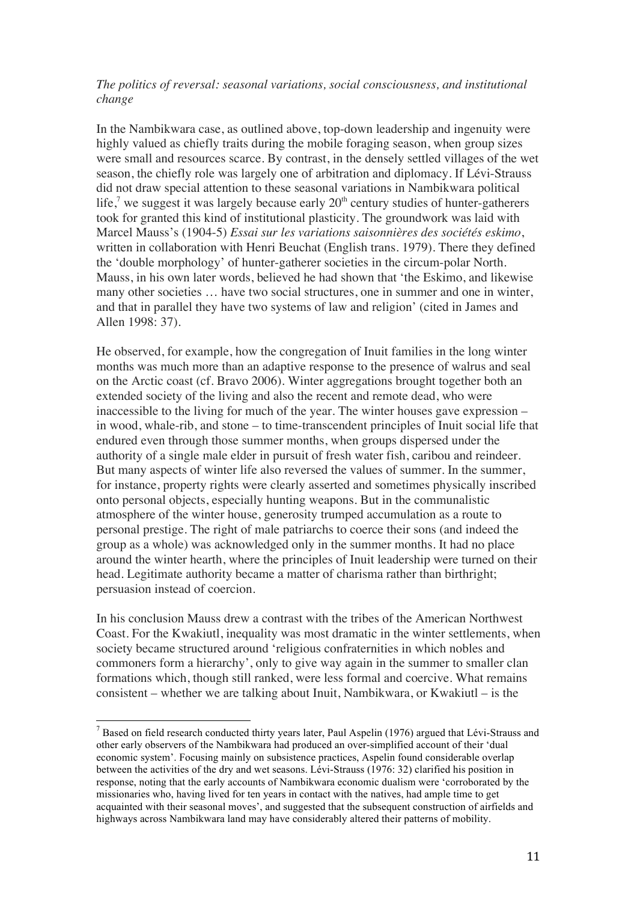*The politics of reversal: seasonal variations, social consciousness, and institutional change*

In the Nambikwara case, as outlined above, top-down leadership and ingenuity were highly valued as chiefly traits during the mobile foraging season, when group sizes were small and resources scarce. By contrast, in the densely settled villages of the wet season, the chiefly role was largely one of arbitration and diplomacy. If Lévi-Strauss did not draw special attention to these seasonal variations in Nambikwara political life,[7] we suggest it was largely because early 20[th] century studies of hunter-gatherers took for granted this kind of institutional plasticity. The groundwork was laid with Marcel Mauss's (1904-5) *Essai sur les variations saisonnières des sociétés eskimo*, written in collaboration with Henri Beuchat (English trans. 1979). There they defined the 'double morphology' of hunter-gatherer societies in the circum-polar North. Mauss, in his own later words, believed he had shown that 'the Eskimo, and likewise many other societies … have two social structures, one in summer and one in winter, and that in parallel they have two systems of law and religion' (cited in James and Allen 1998: 37).

He observed, for example, how the congregation of Inuit families in the long winter months was much more than an adaptive response to the presence of walrus and seal on the Arctic coast (cf. Bravo 2006). Winter aggregations brought together both an extended society of the living and also the recent and remote dead, who were inaccessible to the living for much of the year. The winter houses gave expression – in wood, whale-rib, and stone – to time-transcendent principles of Inuit social life that endured even through those summer months, when groups dispersed under the authority of a single male elder in pursuit of fresh water fish, caribou and reindeer. But many aspects of winter life also reversed the values of summer. In the summer, for instance, property rights were clearly asserted and sometimes physically inscribed onto personal objects, especially hunting weapons. But in the communalistic atmosphere of the winter house, generosity trumped accumulation as a route to personal prestige. The right of male patriarchs to coerce their sons (and indeed the group as a whole) was acknowledged only in the summer months. It had no place around the winter hearth, where the principles of Inuit leadership were turned on their head. Legitimate authority became a matter of charisma rather than birthright; persuasion instead of coercion.

In his conclusion Mauss drew a contrast with the tribes of the American Northwest Coast. For the Kwakiutl, inequality was most dramatic in the winter settlements, when society became structured around 'religious confraternities in which nobles and commoners form a hierarchy', only to give way again in the summer to smaller clan formations which, though still ranked, were less formal and coercive. What remains consistent – whether we are talking about Inuit, Nambikwara, or Kwakiutl – is the

[7] Based on field research conducted thirty years later, Paul Aspelin (1976) argued that Lévi-Strauss and other early observers of the Nambikwara had produced an over-simplified account of their 'dual economic system'. Focusing mainly on subsistence practices, Aspelin found considerable overlap between the activities of the dry and wet seasons. Lévi-Strauss (1976: 32) clarified his position in response, noting that the early accounts of Nambikwara economic dualism were 'corroborated by the missionaries who, having lived for ten years in contact with the natives, had ample time to get acquainted with their seasonal moves', and suggested that the subsequent construction of airfields and highways across Nambikwara land may have considerably altered their patterns of mobility.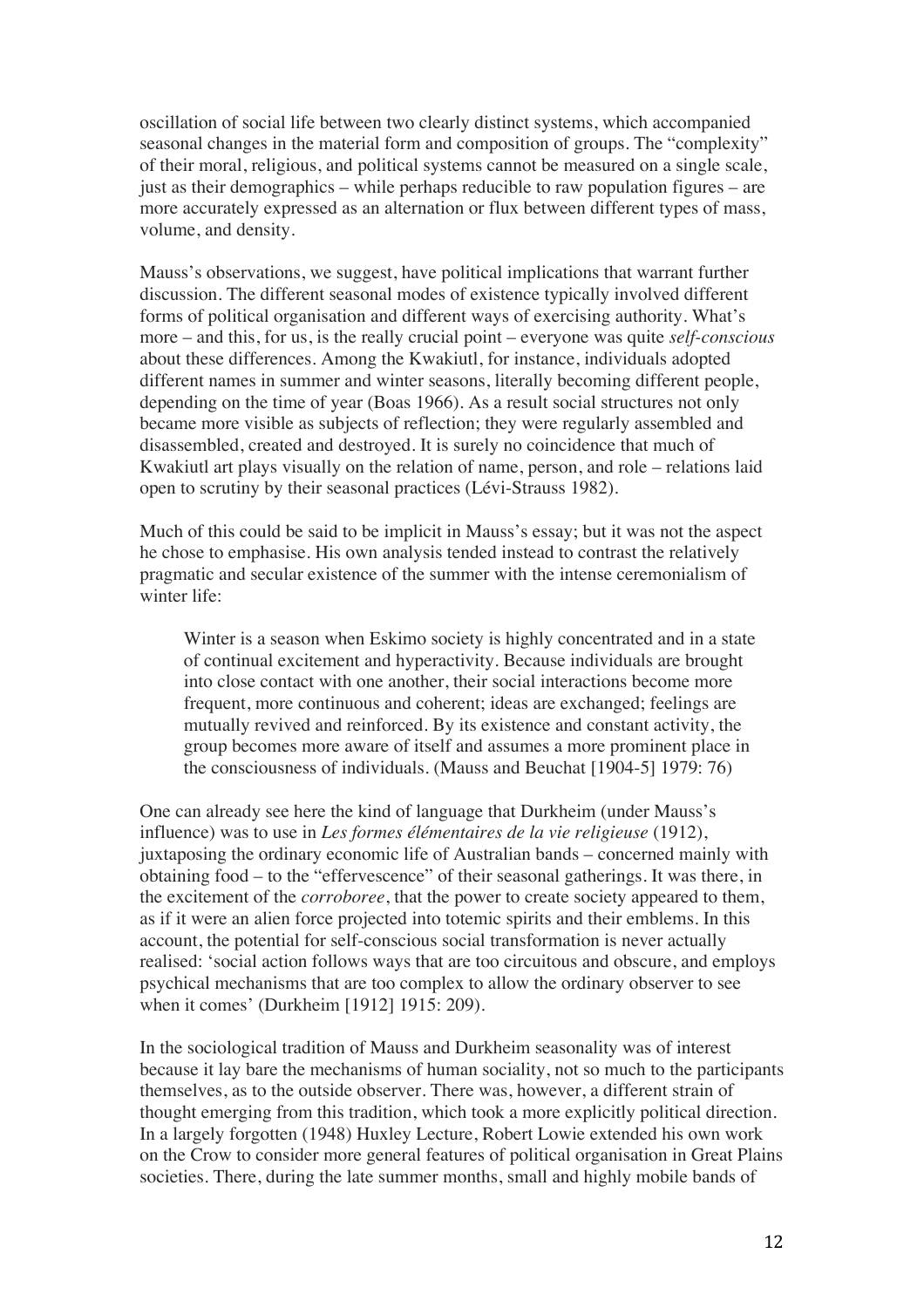oscillation of social life between two clearly distinct systems, which accompanied seasonal changes in the material form and composition of groups. The "complexity" of their moral, religious, and political systems cannot be measured on a single scale, just as their demographics – while perhaps reducible to raw population figures – are more accurately expressed as an alternation or flux between different types of mass, volume, and density.

Mauss's observations, we suggest, have political implications that warrant further discussion. The different seasonal modes of existence typically involved different forms of political organisation and different ways of exercising authority. What's more – and this, for us, is the really crucial point – everyone was quite *self-conscious* about these differences. Among the Kwakiutl, for instance, individuals adopted different names in summer and winter seasons, literally becoming different people, depending on the time of year (Boas 1966). As a result social structures not only became more visible as subjects of reflection; they were regularly assembled and disassembled, created and destroyed. It is surely no coincidence that much of Kwakiutl art plays visually on the relation of name, person, and role – relations laid open to scrutiny by their seasonal practices (Lévi-Strauss 1982).

Much of this could be said to be implicit in Mauss's essay; but it was not the aspect he chose to emphasise. His own analysis tended instead to contrast the relatively pragmatic and secular existence of the summer with the intense ceremonialism of winter life:

> Winter is a season when Eskimo society is highly concentrated and in a state of continual excitement and hyperactivity. Because individuals are brought into close contact with one another, their social interactions become more frequent, more continuous and coherent; ideas are exchanged; feelings are mutually revived and reinforced. By its existence and constant activity, the group becomes more aware of itself and assumes a more prominent place in the consciousness of individuals. (Mauss and Beuchat [1904-5] 1979: 76)

One can already see here the kind of language that Durkheim (under Mauss's influence) was to use in *Les formes élémentaires de la vie religieuse* (1912), juxtaposing the ordinary economic life of Australian bands – concerned mainly with obtaining food – to the "effervescence" of their seasonal gatherings. It was there, in the excitement of the *corroboree*, that the power to create society appeared to them, as if it were an alien force projected into totemic spirits and their emblems. In this account, the potential for self-conscious social transformation is never actually realised: 'social action follows ways that are too circuitous and obscure, and employs psychical mechanisms that are too complex to allow the ordinary observer to see when it comes' (Durkheim [1912] 1915: 209).

In the sociological tradition of Mauss and Durkheim seasonality was of interest because it lay bare the mechanisms of human sociality, not so much to the participants themselves, as to the outside observer. There was, however, a different strain of thought emerging from this tradition, which took a more explicitly political direction. In a largely forgotten (1948) Huxley Lecture, Robert Lowie extended his own work on the Crow to consider more general features of political organisation in Great Plains societies. There, during the late summer months, small and highly mobile bands of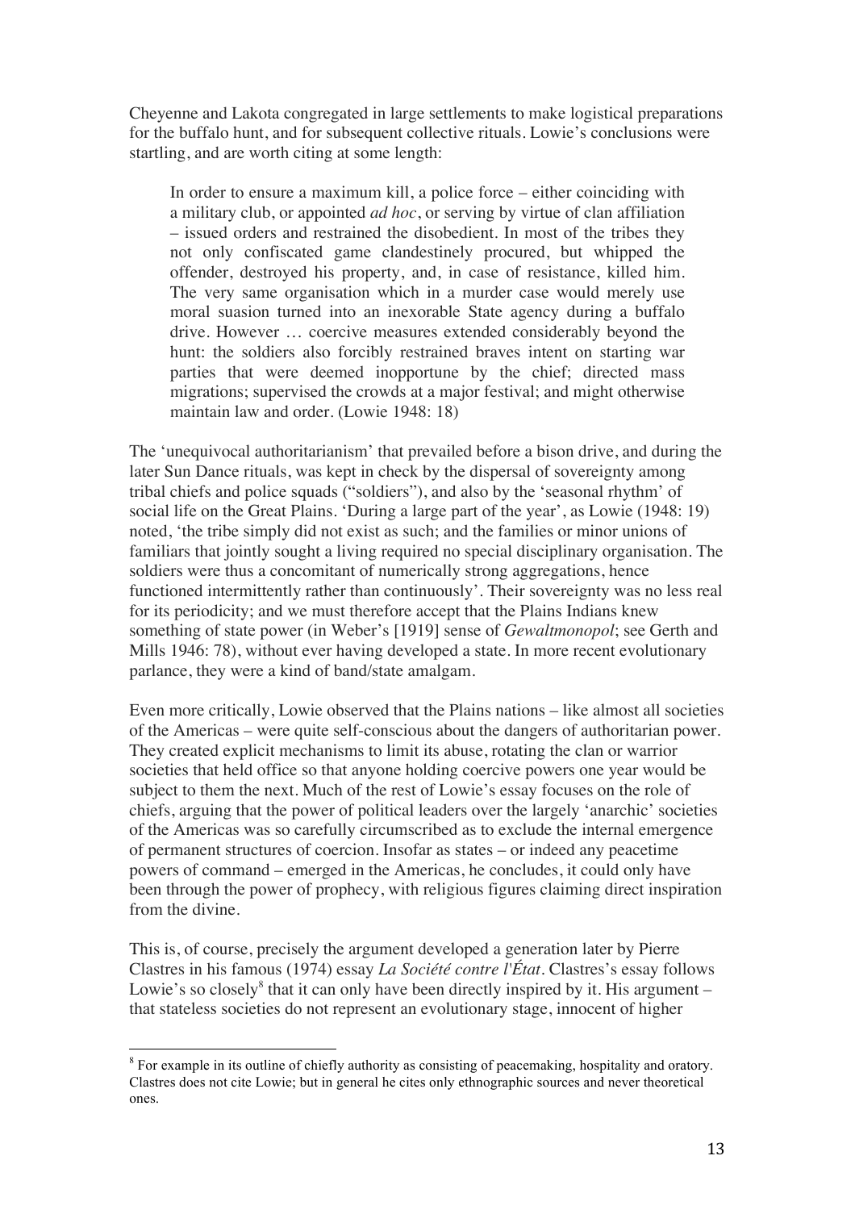Cheyenne and Lakota congregated in large settlements to make logistical preparations for the buffalo hunt, and for subsequent collective rituals. Lowie's conclusions were startling, and are worth citing at some length:

> In order to ensure a maximum kill, a police force – either coinciding with a military club, or appointed *ad hoc*, or serving by virtue of clan affiliation – issued orders and restrained the disobedient. In most of the tribes they not only confiscated game clandestinely procured, but whipped the offender, destroyed his property, and, in case of resistance, killed him. The very same organisation which in a murder case would merely use moral suasion turned into an inexorable State agency during a buffalo drive. However … coercive measures extended considerably beyond the hunt: the soldiers also forcibly restrained braves intent on starting war parties that were deemed inopportune by the chief; directed mass migrations; supervised the crowds at a major festival; and might otherwise maintain law and order. (Lowie 1948: 18)

The 'unequivocal authoritarianism' that prevailed before a bison drive, and during the later Sun Dance rituals, was kept in check by the dispersal of sovereignty among tribal chiefs and police squads ("soldiers"), and also by the 'seasonal rhythm' of social life on the Great Plains. 'During a large part of the year', as Lowie (1948: 19) noted, 'the tribe simply did not exist as such; and the families or minor unions of familiars that jointly sought a living required no special disciplinary organisation. The soldiers were thus a concomitant of numerically strong aggregations, hence functioned intermittently rather than continuously'. Their sovereignty was no less real for its periodicity; and we must therefore accept that the Plains Indians knew something of state power (in Weber's [1919] sense of *Gewaltmonopol*; see Gerth and Mills 1946: 78), without ever having developed a state. In more recent evolutionary parlance, they were a kind of band/state amalgam.

Even more critically, Lowie observed that the Plains nations – like almost all societies of the Americas – were quite self-conscious about the dangers of authoritarian power. They created explicit mechanisms to limit its abuse, rotating the clan or warrior societies that held office so that anyone holding coercive powers one year would be subject to them the next. Much of the rest of Lowie's essay focuses on the role of chiefs, arguing that the power of political leaders over the largely 'anarchic' societies of the Americas was so carefully circumscribed as to exclude the internal emergence of permanent structures of coercion. Insofar as states – or indeed any peacetime powers of command – emerged in the Americas, he concludes, it could only have been through the power of prophecy, with religious figures claiming direct inspiration from the divine.

This is, of course, precisely the argument developed a generation later by Pierre Clastres in his famous (1974) essay *La Société contre l'État*. Clastres's essay follows Lowie's so closely[8] that it can only have been directly inspired by it. His argument – that stateless societies do not represent an evolutionary stage, innocent of higher

[8] For example in its outline of chiefly authority as consisting of peacemaking, hospitality and oratory. Clastres does not cite Lowie; but in general he cites only ethnographic sources and never theoretical ones.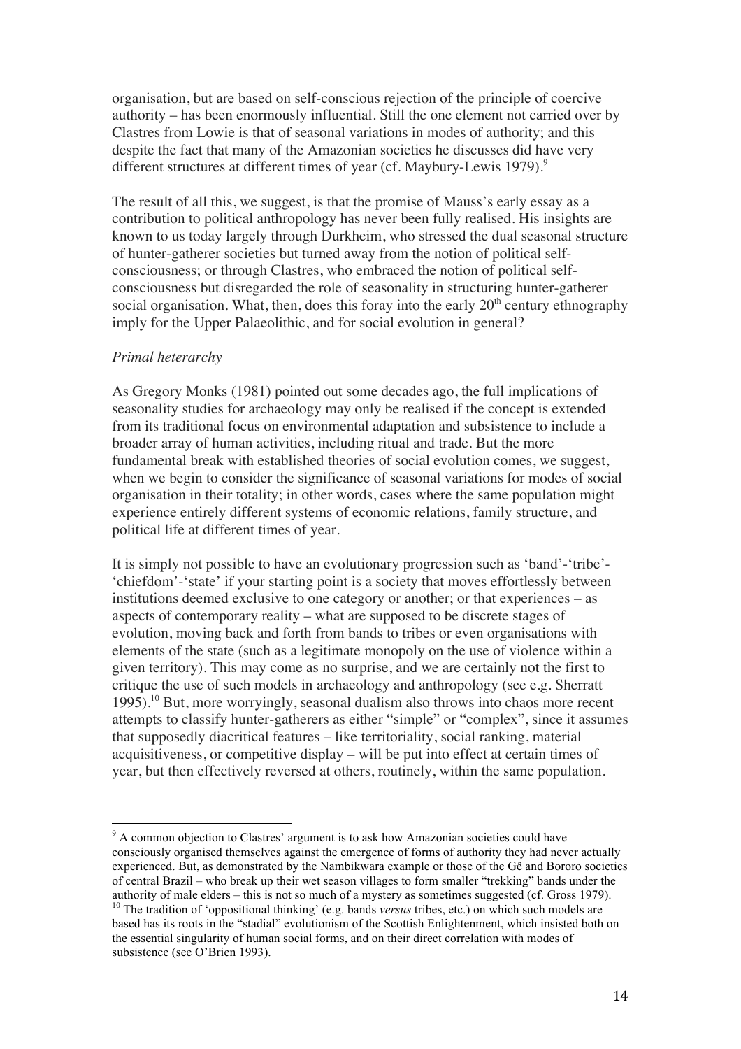organisation, but are based on self-conscious rejection of the principle of coercive authority – has been enormously influential. Still the one element not carried over by Clastres from Lowie is that of seasonal variations in modes of authority; and this despite the fact that many of the Amazonian societies he discusses did have very different structures at different times of year (cf. Maybury-Lewis 1979).[9]

The result of all this, we suggest, is that the promise of Mauss's early essay as a contribution to political anthropology has never been fully realised. His insights are known to us today largely through Durkheim, who stressed the dual seasonal structure of hunter-gatherer societies but turned away from the notion of political self-consciousness; or through Clastres, who embraced the notion of political self-consciousness but disregarded the role of seasonality in structuring hunter-gatherer social organisation. What, then, does this foray into the early 20th century ethnography imply for the Upper Palaeolithic, and for social evolution in general?

*Primal heterarchy*

As Gregory Monks (1981) pointed out some decades ago, the full implications of seasonality studies for archaeology may only be realised if the concept is extended from its traditional focus on environmental adaptation and subsistence to include a broader array of human activities, including ritual and trade. But the more fundamental break with established theories of social evolution comes, we suggest, when we begin to consider the significance of seasonal variations for modes of social organisation in their totality; in other words, cases where the same population might experience entirely different systems of economic relations, family structure, and political life at different times of year.

It is simply not possible to have an evolutionary progression such as 'band'-'tribe'-'chiefdom'-'state' if your starting point is a society that moves effortlessly between institutions deemed exclusive to one category or another; or that experiences – as aspects of contemporary reality – what are supposed to be discrete stages of evolution, moving back and forth from bands to tribes or even organisations with elements of the state (such as a legitimate monopoly on the use of violence within a given territory). This may come as no surprise, and we are certainly not the first to critique the use of such models in archaeology and anthropology (see e.g. Sherratt 1995).[10] But, more worryingly, seasonal dualism also throws into chaos more recent attempts to classify hunter-gatherers as either "simple" or "complex", since it assumes that supposedly diacritical features – like territoriality, social ranking, material acquisitiveness, or competitive display – will be put into effect at certain times of year, but then effectively reversed at others, routinely, within the same population.

---

[9] A common objection to Clastres' argument is to ask how Amazonian societies could have consciously organised themselves against the emergence of forms of authority they had never actually experienced. But, as demonstrated by the Nambikwara example or those of the Gê and Bororo societies of central Brazil – who break up their wet season villages to form smaller "trekking" bands under the authority of male elders – this is not so much of a mystery as sometimes suggested (cf. Gross 1979).

[10] The tradition of 'oppositional thinking' (e.g. bands *versus* tribes, etc.) on which such models are based has its roots in the "stadial" evolutionism of the Scottish Enlightenment, which insisted both on the essential singularity of human social forms, and on their direct correlation with modes of subsistence (see O'Brien 1993).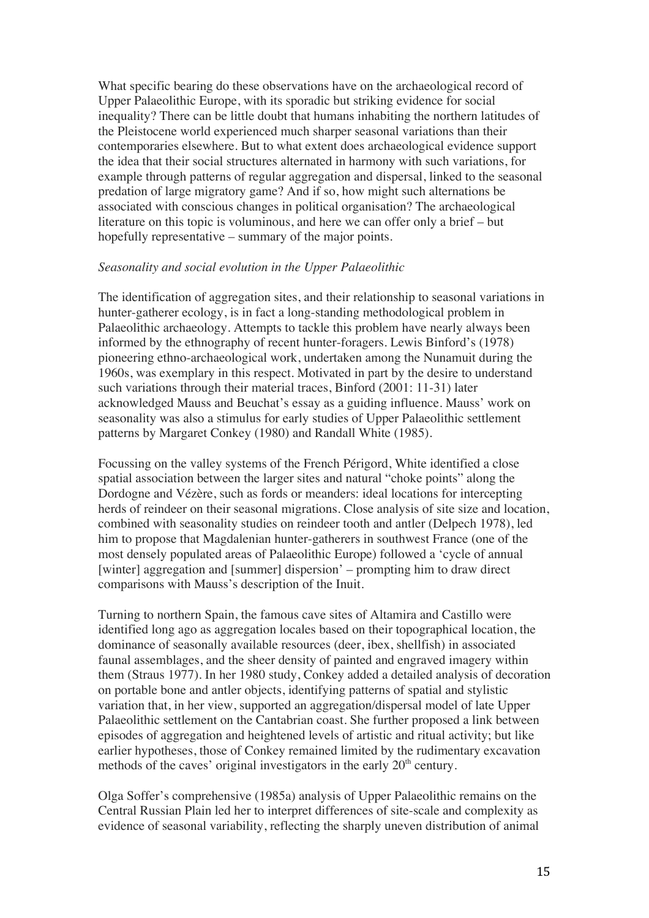What specific bearing do these observations have on the archaeological record of Upper Palaeolithic Europe, with its sporadic but striking evidence for social inequality? There can be little doubt that humans inhabiting the northern latitudes of the Pleistocene world experienced much sharper seasonal variations than their contemporaries elsewhere. But to what extent does archaeological evidence support the idea that their social structures alternated in harmony with such variations, for example through patterns of regular aggregation and dispersal, linked to the seasonal predation of large migratory game? And if so, how might such alternations be associated with conscious changes in political organisation? The archaeological literature on this topic is voluminous, and here we can offer only a brief – but hopefully representative – summary of the major points.

*Seasonality and social evolution in the Upper Palaeolithic*

The identification of aggregation sites, and their relationship to seasonal variations in hunter-gatherer ecology, is in fact a long-standing methodological problem in Palaeolithic archaeology. Attempts to tackle this problem have nearly always been informed by the ethnography of recent hunter-foragers. Lewis Binford's (1978) pioneering ethno-archaeological work, undertaken among the Nunamuit during the 1960s, was exemplary in this respect. Motivated in part by the desire to understand such variations through their material traces, Binford (2001: 11-31) later acknowledged Mauss and Beuchat's essay as a guiding influence. Mauss' work on seasonality was also a stimulus for early studies of Upper Palaeolithic settlement patterns by Margaret Conkey (1980) and Randall White (1985).

Focussing on the valley systems of the French Périgord, White identified a close spatial association between the larger sites and natural "choke points" along the Dordogne and Vézère, such as fords or meanders: ideal locations for intercepting herds of reindeer on their seasonal migrations. Close analysis of site size and location, combined with seasonality studies on reindeer tooth and antler (Delpech 1978), led him to propose that Magdalenian hunter-gatherers in southwest France (one of the most densely populated areas of Palaeolithic Europe) followed a 'cycle of annual [winter] aggregation and [summer] dispersion' – prompting him to draw direct comparisons with Mauss's description of the Inuit.

Turning to northern Spain, the famous cave sites of Altamira and Castillo were identified long ago as aggregation locales based on their topographical location, the dominance of seasonally available resources (deer, ibex, shellfish) in associated faunal assemblages, and the sheer density of painted and engraved imagery within them (Straus 1977). In her 1980 study, Conkey added a detailed analysis of decoration on portable bone and antler objects, identifying patterns of spatial and stylistic variation that, in her view, supported an aggregation/dispersal model of late Upper Palaeolithic settlement on the Cantabrian coast. She further proposed a link between episodes of aggregation and heightened levels of artistic and ritual activity; but like earlier hypotheses, those of Conkey remained limited by the rudimentary excavation methods of the caves' original investigators in the early 20th century.

Olga Soffer's comprehensive (1985a) analysis of Upper Palaeolithic remains on the Central Russian Plain led her to interpret differences of site-scale and complexity as evidence of seasonal variability, reflecting the sharply uneven distribution of animal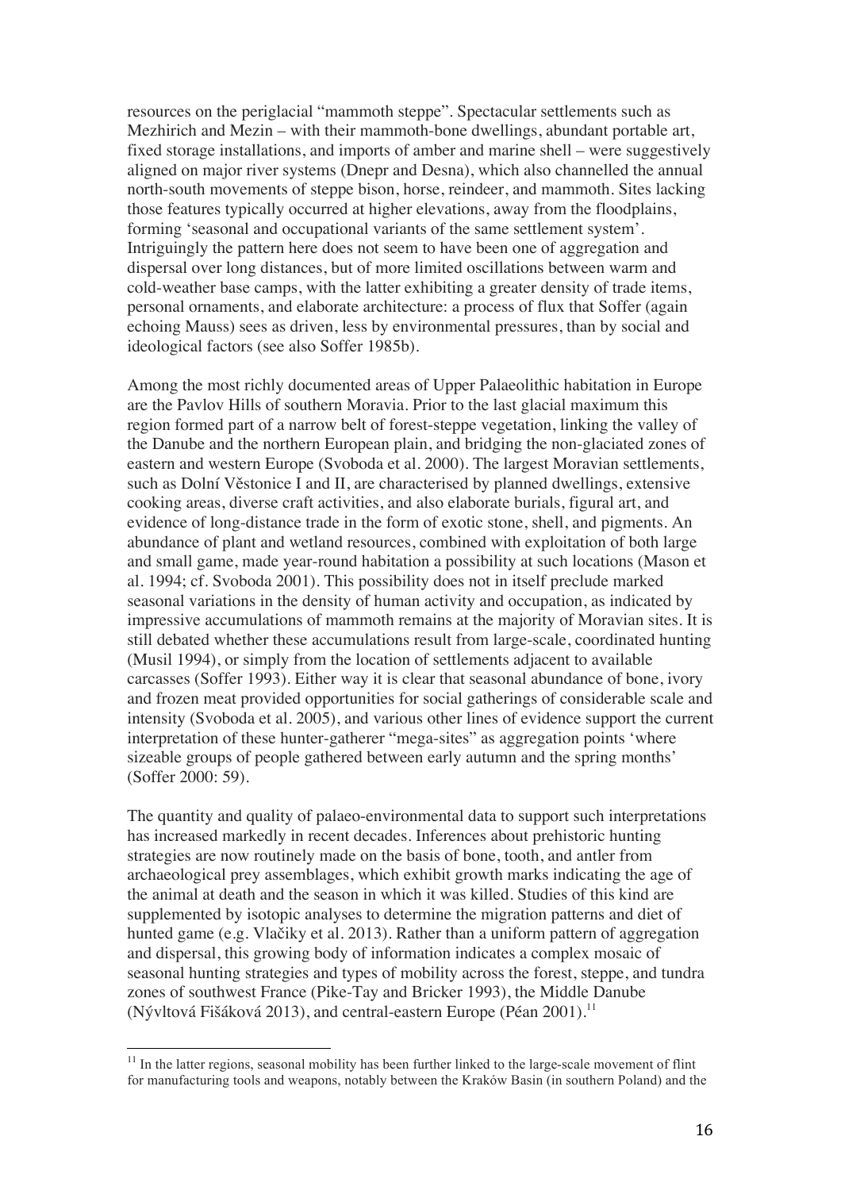resources on the periglacial "mammoth steppe". Spectacular settlements such as Mezhirich and Mezin – with their mammoth-bone dwellings, abundant portable art, fixed storage installations, and imports of amber and marine shell – were suggestively aligned on major river systems (Dnepr and Desna), which also channelled the annual north-south movements of steppe bison, horse, reindeer, and mammoth. Sites lacking those features typically occurred at higher elevations, away from the floodplains, forming 'seasonal and occupational variants of the same settlement system'. Intriguingly the pattern here does not seem to have been one of aggregation and dispersal over long distances, but of more limited oscillations between warm and cold-weather base camps, with the latter exhibiting a greater density of trade items, personal ornaments, and elaborate architecture: a process of flux that Soffer (again echoing Mauss) sees as driven, less by environmental pressures, than by social and ideological factors (see also Soffer 1985b).

Among the most richly documented areas of Upper Palaeolithic habitation in Europe are the Pavlov Hills of southern Moravia. Prior to the last glacial maximum this region formed part of a narrow belt of forest-steppe vegetation, linking the valley of the Danube and the northern European plain, and bridging the non-glaciated zones of eastern and western Europe (Svoboda et al. 2000). The largest Moravian settlements, such as Dolní Věstonice I and II, are characterised by planned dwellings, extensive cooking areas, diverse craft activities, and also elaborate burials, figural art, and evidence of long-distance trade in the form of exotic stone, shell, and pigments. An abundance of plant and wetland resources, combined with exploitation of both large and small game, made year-round habitation a possibility at such locations (Mason et al. 1994; cf. Svoboda 2001). This possibility does not in itself preclude marked seasonal variations in the density of human activity and occupation, as indicated by impressive accumulations of mammoth remains at the majority of Moravian sites. It is still debated whether these accumulations result from large-scale, coordinated hunting (Musil 1994), or simply from the location of settlements adjacent to available carcasses (Soffer 1993). Either way it is clear that seasonal abundance of bone, ivory and frozen meat provided opportunities for social gatherings of considerable scale and intensity (Svoboda et al. 2005), and various other lines of evidence support the current interpretation of these hunter-gatherer "mega-sites" as aggregation points 'where sizeable groups of people gathered between early autumn and the spring months' (Soffer 2000: 59).

The quantity and quality of palaeo-environmental data to support such interpretations has increased markedly in recent decades. Inferences about prehistoric hunting strategies are now routinely made on the basis of bone, tooth, and antler from archaeological prey assemblages, which exhibit growth marks indicating the age of the animal at death and the season in which it was killed. Studies of this kind are supplemented by isotopic analyses to determine the migration patterns and diet of hunted game (e.g. Vlačiky et al. 2013). Rather than a uniform pattern of aggregation and dispersal, this growing body of information indicates a complex mosaic of seasonal hunting strategies and types of mobility across the forest, steppe, and tundra zones of southwest France (Pike-Tay and Bricker 1993), the Middle Danube (Nývltová Fišáková 2013), and central-eastern Europe (Péan 2001).[11]

[11] In the latter regions, seasonal mobility has been further linked to the large-scale movement of flint for manufacturing tools and weapons, notably between the Kraków Basin (in southern Poland) and the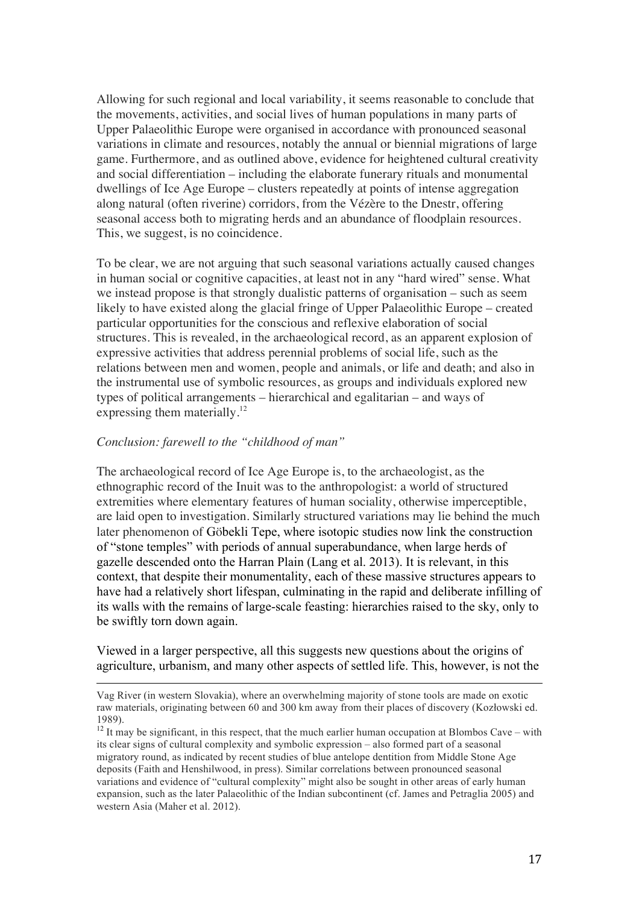Allowing for such regional and local variability, it seems reasonable to conclude that the movements, activities, and social lives of human populations in many parts of Upper Palaeolithic Europe were organised in accordance with pronounced seasonal variations in climate and resources, notably the annual or biennial migrations of large game. Furthermore, and as outlined above, evidence for heightened cultural creativity and social differentiation – including the elaborate funerary rituals and monumental dwellings of Ice Age Europe – clusters repeatedly at points of intense aggregation along natural (often riverine) corridors, from the Vézère to the Dnestr, offering seasonal access both to migrating herds and an abundance of floodplain resources. This, we suggest, is no coincidence.

To be clear, we are not arguing that such seasonal variations actually caused changes in human social or cognitive capacities, at least not in any "hard wired" sense. What we instead propose is that strongly dualistic patterns of organisation – such as seem likely to have existed along the glacial fringe of Upper Palaeolithic Europe – created particular opportunities for the conscious and reflexive elaboration of social structures. This is revealed, in the archaeological record, as an apparent explosion of expressive activities that address perennial problems of social life, such as the relations between men and women, people and animals, or life and death; and also in the instrumental use of symbolic resources, as groups and individuals explored new types of political arrangements – hierarchical and egalitarian – and ways of expressing them materially.[12]

### *Conclusion: farewell to the "childhood of man"*

The archaeological record of Ice Age Europe is, to the archaeologist, as the ethnographic record of the Inuit was to the anthropologist: a world of structured extremities where elementary features of human sociality, otherwise imperceptible, are laid open to investigation. Similarly structured variations may lie behind the much later phenomenon of Göbekli Tepe, where isotopic studies now link the construction of "stone temples" with periods of annual superabundance, when large herds of gazelle descended onto the Harran Plain (Lang et al. 2013). It is relevant, in this context, that despite their monumentality, each of these massive structures appears to have had a relatively short lifespan, culminating in the rapid and deliberate infilling of its walls with the remains of large-scale feasting: hierarchies raised to the sky, only to be swiftly torn down again.

Viewed in a larger perspective, all this suggests new questions about the origins of agriculture, urbanism, and many other aspects of settled life. This, however, is not the

---

Vag River (in western Slovakia), where an overwhelming majority of stone tools are made on exotic raw materials, originating between 60 and 300 km away from their places of discovery (Kozłowski ed. 1989).

[12] It may be significant, in this respect, that the much earlier human occupation at Blombos Cave – with its clear signs of cultural complexity and symbolic expression – also formed part of a seasonal migratory round, as indicated by recent studies of blue antelope dentition from Middle Stone Age deposits (Faith and Henshilwood, in press). Similar correlations between pronounced seasonal variations and evidence of "cultural complexity" might also be sought in other areas of early human expansion, such as the later Palaeolithic of the Indian subcontinent (cf. James and Petraglia 2005) and western Asia (Maher et al. 2012).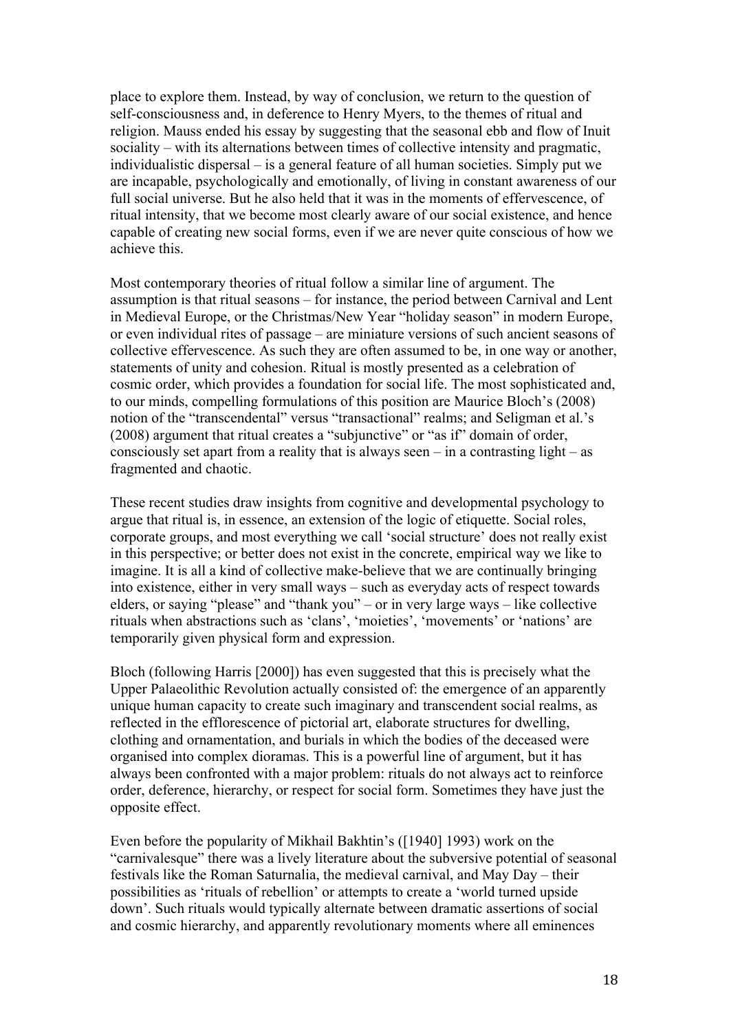place to explore them. Instead, by way of conclusion, we return to the question of self-consciousness and, in deference to Henry Myers, to the themes of ritual and religion. Mauss ended his essay by suggesting that the seasonal ebb and flow of Inuit sociality – with its alternations between times of collective intensity and pragmatic, individualistic dispersal – is a general feature of all human societies. Simply put we are incapable, psychologically and emotionally, of living in constant awareness of our full social universe. But he also held that it was in the moments of effervescence, of ritual intensity, that we become most clearly aware of our social existence, and hence capable of creating new social forms, even if we are never quite conscious of how we achieve this.

Most contemporary theories of ritual follow a similar line of argument. The assumption is that ritual seasons – for instance, the period between Carnival and Lent in Medieval Europe, or the Christmas/New Year "holiday season" in modern Europe, or even individual rites of passage – are miniature versions of such ancient seasons of collective effervescence. As such they are often assumed to be, in one way or another, statements of unity and cohesion. Ritual is mostly presented as a celebration of cosmic order, which provides a foundation for social life. The most sophisticated and, to our minds, compelling formulations of this position are Maurice Bloch's (2008) notion of the "transcendental" versus "transactional" realms; and Seligman et al.'s (2008) argument that ritual creates a "subjunctive" or "as if" domain of order, consciously set apart from a reality that is always seen – in a contrasting light – as fragmented and chaotic.

These recent studies draw insights from cognitive and developmental psychology to argue that ritual is, in essence, an extension of the logic of etiquette. Social roles, corporate groups, and most everything we call 'social structure' does not really exist in this perspective; or better does not exist in the concrete, empirical way we like to imagine. It is all a kind of collective make-believe that we are continually bringing into existence, either in very small ways – such as everyday acts of respect towards elders, or saying "please" and "thank you" – or in very large ways – like collective rituals when abstractions such as 'clans', 'moieties', 'movements' or 'nations' are temporarily given physical form and expression.

Bloch (following Harris [2000]) has even suggested that this is precisely what the Upper Palaeolithic Revolution actually consisted of: the emergence of an apparently unique human capacity to create such imaginary and transcendent social realms, as reflected in the efflorescence of pictorial art, elaborate structures for dwelling, clothing and ornamentation, and burials in which the bodies of the deceased were organised into complex dioramas. This is a powerful line of argument, but it has always been confronted with a major problem: rituals do not always act to reinforce order, deference, hierarchy, or respect for social form. Sometimes they have just the opposite effect.

Even before the popularity of Mikhail Bakhtin's ([1940] 1993) work on the "carnivalesque" there was a lively literature about the subversive potential of seasonal festivals like the Roman Saturnalia, the medieval carnival, and May Day – their possibilities as 'rituals of rebellion' or attempts to create a 'world turned upside down'. Such rituals would typically alternate between dramatic assertions of social and cosmic hierarchy, and apparently revolutionary moments where all eminences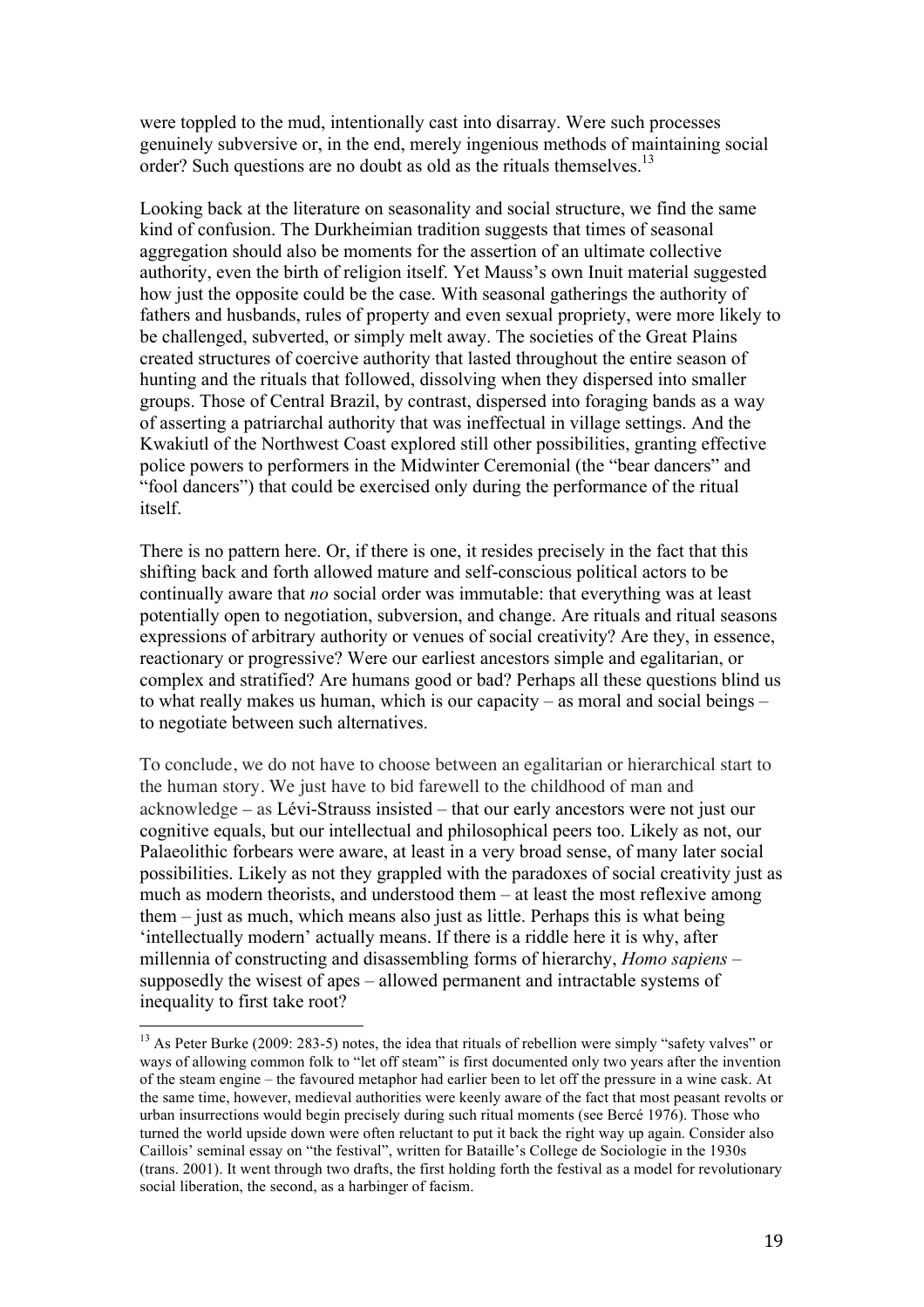were toppled to the mud, intentionally cast into disarray. Were such processes genuinely subversive or, in the end, merely ingenious methods of maintaining social order? Such questions are no doubt as old as the rituals themselves.[13]

Looking back at the literature on seasonality and social structure, we find the same kind of confusion. The Durkheimian tradition suggests that times of seasonal aggregation should also be moments for the assertion of an ultimate collective authority, even the birth of religion itself. Yet Mauss's own Inuit material suggested how just the opposite could be the case. With seasonal gatherings the authority of fathers and husbands, rules of property and even sexual propriety, were more likely to be challenged, subverted, or simply melt away. The societies of the Great Plains created structures of coercive authority that lasted throughout the entire season of hunting and the rituals that followed, dissolving when they dispersed into smaller groups. Those of Central Brazil, by contrast, dispersed into foraging bands as a way of asserting a patriarchal authority that was ineffectual in village settings. And the Kwakiutl of the Northwest Coast explored still other possibilities, granting effective police powers to performers in the Midwinter Ceremonial (the "bear dancers" and "fool dancers") that could be exercised only during the performance of the ritual itself.

There is no pattern here. Or, if there is one, it resides precisely in the fact that this shifting back and forth allowed mature and self-conscious political actors to be continually aware that *no* social order was immutable: that everything was at least potentially open to negotiation, subversion, and change. Are rituals and ritual seasons expressions of arbitrary authority or venues of social creativity? Are they, in essence, reactionary or progressive? Were our earliest ancestors simple and egalitarian, or complex and stratified? Are humans good or bad? Perhaps all these questions blind us to what really makes us human, which is our capacity – as moral and social beings – to negotiate between such alternatives.

To conclude, we do not have to choose between an egalitarian or hierarchical start to the human story. We just have to bid farewell to the childhood of man and acknowledge – as Lévi-Strauss insisted – that our early ancestors were not just our cognitive equals, but our intellectual and philosophical peers too. Likely as not, our Palaeolithic forbears were aware, at least in a very broad sense, of many later social possibilities. Likely as not they grappled with the paradoxes of social creativity just as much as modern theorists, and understood them – at least the most reflexive among them – just as much, which means also just as little. Perhaps this is what being 'intellectually modern' actually means. If there is a riddle here it is why, after millennia of constructing and disassembling forms of hierarchy, *Homo sapiens* – supposedly the wisest of apes – allowed permanent and intractable systems of inequality to first take root?

---

[13] As Peter Burke (2009: 283-5) notes, the idea that rituals of rebellion were simply "safety valves" or ways of allowing common folk to "let off steam" is first documented only two years after the invention of the steam engine – the favoured metaphor had earlier been to let off the pressure in a wine cask. At the same time, however, medieval authorities were keenly aware of the fact that most peasant revolts or urban insurrections would begin precisely during such ritual moments (see Bercé 1976). Those who turned the world upside down were often reluctant to put it back the right way up again. Consider also Caillois' seminal essay on "the festival", written for Bataille's College de Sociologie in the 1930s (trans. 2001). It went through two drafts, the first holding forth the festival as a model for revolutionary social liberation, the second, as a harbinger of facism.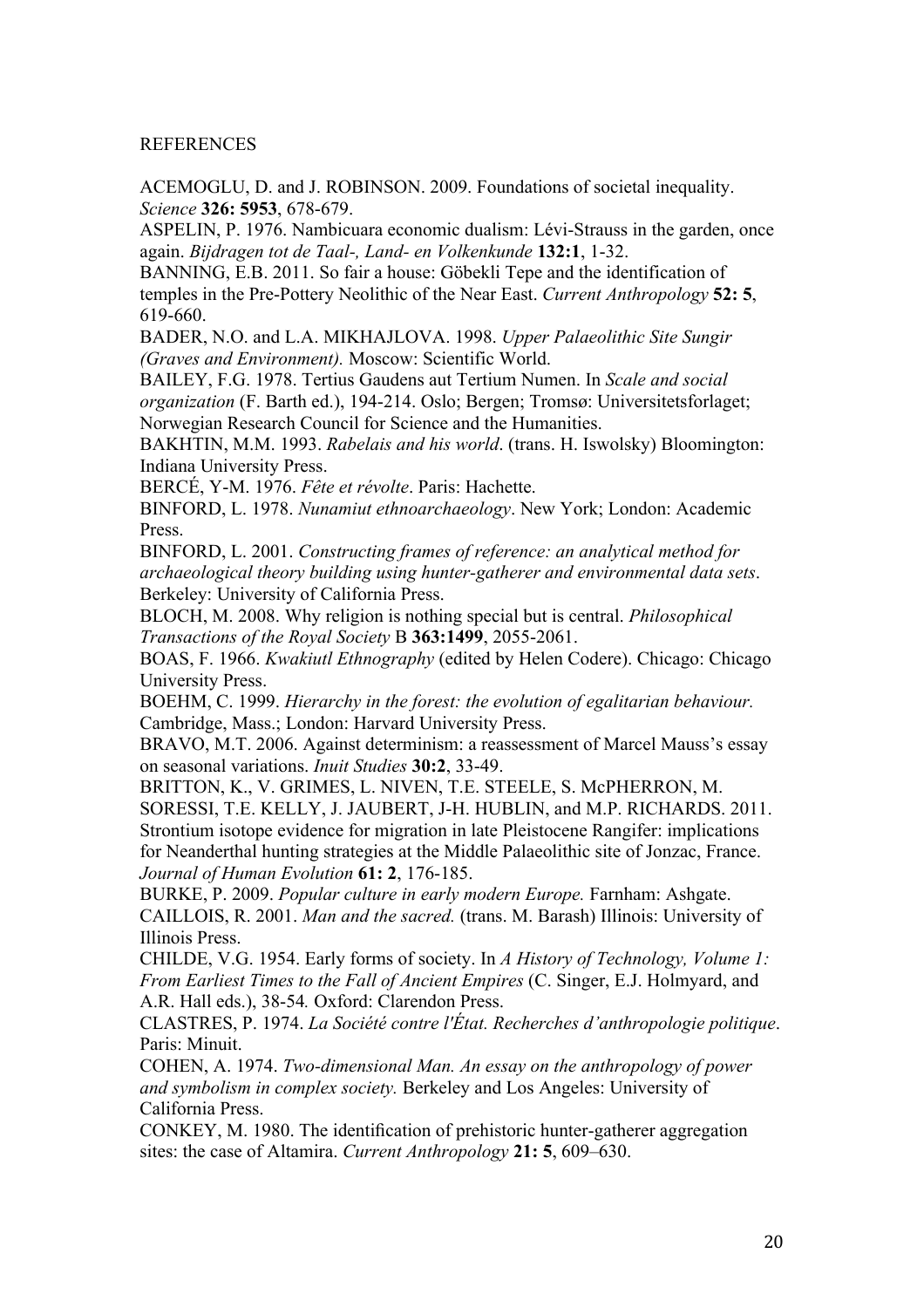REFERENCES

ACEMOGLU, D. and J. ROBINSON. 2009. Foundations of societal inequality. *Science* **326: 5953**, 678-679.

ASPELIN, P. 1976. Nambicuara economic dualism: Lévi-Strauss in the garden, once again. *Bijdragen tot de Taal-, Land- en Volkenkunde* **132:1**, 1-32.

BANNING, E.B. 2011. So fair a house: Göbekli Tepe and the identification of temples in the Pre-Pottery Neolithic of the Near East. *Current Anthropology* **52: 5**, 619-660.

BADER, N.O. and L.A. MIKHAJLOVA. 1998. *Upper Palaeolithic Site Sungir (Graves and Environment).* Moscow: Scientific World.

BAILEY, F.G. 1978. Tertius Gaudens aut Tertium Numen. In *Scale and social organization* (F. Barth ed.), 194-214. Oslo; Bergen; Tromsø: Universitetsforlaget; Norwegian Research Council for Science and the Humanities.

BAKHTIN, M.M. 1993. *Rabelais and his world*. (trans. H. Iswolsky) Bloomington: Indiana University Press.

BERCÉ, Y-M. 1976. *Fête et révolte*. Paris: Hachette.

BINFORD, L. 1978. *Nunamiut ethnoarchaeology*. New York; London: Academic Press.

BINFORD, L. 2001. *Constructing frames of reference: an analytical method for archaeological theory building using hunter-gatherer and environmental data sets*. Berkeley: University of California Press.

BLOCH, M. 2008. Why religion is nothing special but is central. *Philosophical Transactions of the Royal Society* B **363:1499**, 2055-2061.

BOAS, F. 1966. *Kwakiutl Ethnography* (edited by Helen Codere). Chicago: Chicago University Press.

BOEHM, C. 1999. *Hierarchy in the forest: the evolution of egalitarian behaviour.* Cambridge, Mass.; London: Harvard University Press.

BRAVO, M.T. 2006. Against determinism: a reassessment of Marcel Mauss's essay on seasonal variations. *Inuit Studies* **30:2**, 33-49.

BRITTON, K., V. GRIMES, L. NIVEN, T.E. STEELE, S. McPHERRON, M. SORESSI, T.E. KELLY, J. JAUBERT, J-H. HUBLIN, and M.P. RICHARDS. 2011. Strontium isotope evidence for migration in late Pleistocene Rangifer: implications for Neanderthal hunting strategies at the Middle Palaeolithic site of Jonzac, France. *Journal of Human Evolution* **61: 2**, 176-185.

BURKE, P. 2009. *Popular culture in early modern Europe.* Farnham: Ashgate.

CAILLOIS, R. 2001. *Man and the sacred.* (trans. M. Barash) Illinois: University of Illinois Press.

CHILDE, V.G. 1954. Early forms of society. In *A History of Technology, Volume 1: From Earliest Times to the Fall of Ancient Empires* (C. Singer, E.J. Holmyard, and A.R. Hall eds.), 38-54*.* Oxford: Clarendon Press.

CLASTRES, P. 1974. *La Société contre l'État. Recherches d'anthropologie politique*. Paris: Minuit.

COHEN, A. 1974. *Two-dimensional Man. An essay on the anthropology of power and symbolism in complex society.* Berkeley and Los Angeles: University of California Press.

CONKEY, M. 1980. The identification of prehistoric hunter-gatherer aggregation sites: the case of Altamira. *Current Anthropology* **21: 5**, 609–630.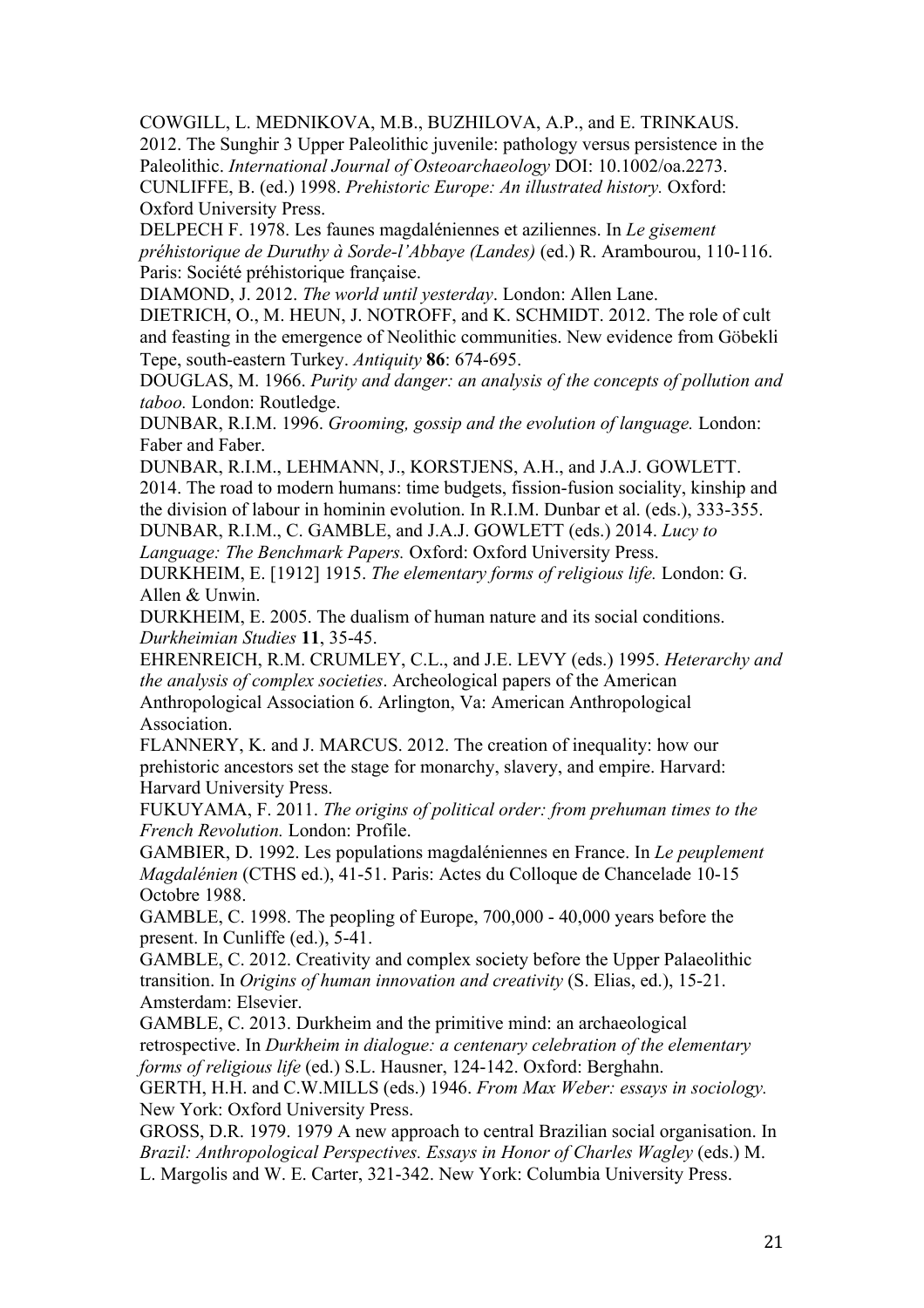COWGILL, L. MEDNIKOVA, M.B., BUZHILOVA, A.P., and E. TRINKAUS. 2012. The Sunghir 3 Upper Paleolithic juvenile: pathology versus persistence in the Paleolithic. *International Journal of Osteoarchaeology* DOI: 10.1002/oa.2273.

CUNLIFFE, B. (ed.) 1998. *Prehistoric Europe: An illustrated history.* Oxford: Oxford University Press.

DELPECH F. 1978. Les faunes magdaléniennes et aziliennes. In *Le gisement préhistorique de Duruthy à Sorde-l'Abbaye (Landes)* (ed.) R. Arambourou, 110-116. Paris: Société préhistorique française.

DIAMOND, J. 2012. *The world until yesterday*. London: Allen Lane.

DIETRICH, O., M. HEUN, J. NOTROFF, and K. SCHMIDT. 2012. The role of cult and feasting in the emergence of Neolithic communities. New evidence from Göbekli Tepe, south-eastern Turkey. *Antiquity* **86**: 674-695.

DOUGLAS, M. 1966. *Purity and danger: an analysis of the concepts of pollution and taboo.* London: Routledge.

DUNBAR, R.I.M. 1996. *Grooming, gossip and the evolution of language.* London: Faber and Faber.

DUNBAR, R.I.M., LEHMANN, J., KORSTJENS, A.H., and J.A.J. GOWLETT. 2014. The road to modern humans: time budgets, fission-fusion sociality, kinship and the division of labour in hominin evolution. In R.I.M. Dunbar et al. (eds.), 333-355.

DUNBAR, R.I.M., C. GAMBLE, and J.A.J. GOWLETT (eds.) 2014. *Lucy to Language: The Benchmark Papers.* Oxford: Oxford University Press.

DURKHEIM, E. [1912] 1915. *The elementary forms of religious life.* London: G. Allen & Unwin.

DURKHEIM, E. 2005. The dualism of human nature and its social conditions. *Durkheimian Studies* **11**, 35-45.

EHRENREICH, R.M. CRUMLEY, C.L., and J.E. LEVY (eds.) 1995. *Heterarchy and the analysis of complex societies*. Archeological papers of the American Anthropological Association 6. Arlington, Va: American Anthropological Association.

FLANNERY, K. and J. MARCUS. 2012. The creation of inequality: how our prehistoric ancestors set the stage for monarchy, slavery, and empire. Harvard: Harvard University Press.

FUKUYAMA, F. 2011. *The origins of political order: from prehuman times to the French Revolution.* London: Profile.

GAMBIER, D. 1992. Les populations magdaléniennes en France. In *Le peuplement Magdalénien* (CTHS ed.), 41-51. Paris: Actes du Colloque de Chancelade 10-15 Octobre 1988.

GAMBLE, C. 1998. The peopling of Europe, 700,000 - 40,000 years before the present. In Cunliffe (ed.), 5-41.

GAMBLE, C. 2012. Creativity and complex society before the Upper Palaeolithic transition. In *Origins of human innovation and creativity* (S. Elias, ed.), 15-21. Amsterdam: Elsevier.

GAMBLE, C. 2013. Durkheim and the primitive mind: an archaeological retrospective. In *Durkheim in dialogue: a centenary celebration of the elementary forms of religious life* (ed.) S.L. Hausner, 124-142. Oxford: Berghahn.

GERTH, H.H. and C.W.MILLS (eds.) 1946. *From Max Weber: essays in sociology.* New York: Oxford University Press.

GROSS, D.R. 1979. 1979 A new approach to central Brazilian social organisation. In *Brazil: Anthropological Perspectives. Essays in Honor of Charles Wagley* (eds.) M. L. Margolis and W. E. Carter, 321-342. New York: Columbia University Press.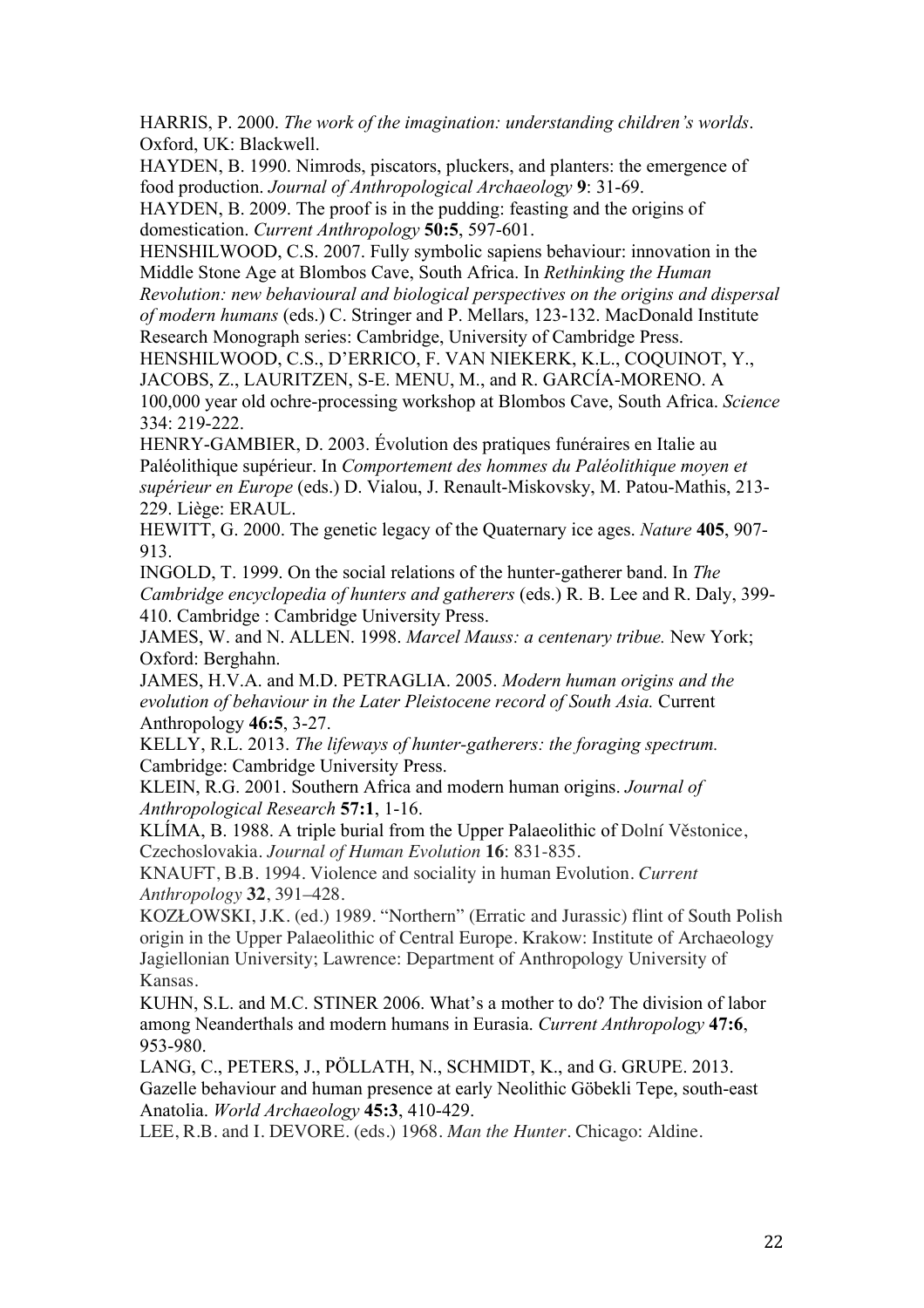HARRIS, P. 2000. *The work of the imagination: understanding children's worlds*. Oxford, UK: Blackwell.

HAYDEN, B. 1990. Nimrods, piscators, pluckers, and planters: the emergence of food production. *Journal of Anthropological Archaeology* **9**: 31-69.

HAYDEN, B. 2009. The proof is in the pudding: feasting and the origins of domestication. *Current Anthropology* **50:5**, 597-601.

HENSHILWOOD, C.S. 2007. Fully symbolic sapiens behaviour: innovation in the Middle Stone Age at Blombos Cave, South Africa. In *Rethinking the Human Revolution: new behavioural and biological perspectives on the origins and dispersal of modern humans* (eds.) C. Stringer and P. Mellars, 123-132. MacDonald Institute Research Monograph series: Cambridge, University of Cambridge Press.

HENSHILWOOD, C.S., D'ERRICO, F. VAN NIEKERK, K.L., COQUINOT, Y., JACOBS, Z., LAURITZEN, S-E. MENU, M., and R. GARCÍA-MORENO. A 100,000 year old ochre-processing workshop at Blombos Cave, South Africa. *Science* 334: 219-222.

HENRY-GAMBIER, D. 2003. Évolution des pratiques funéraires en Italie au Paléolithique supérieur. In *Comportement des hommes du Paléolithique moyen et supérieur en Europe* (eds.) D. Vialou, J. Renault-Miskovsky, M. Patou-Mathis, 213-229. Liège: ERAUL.

HEWITT, G. 2000. The genetic legacy of the Quaternary ice ages. *Nature* **405**, 907-913.

INGOLD, T. 1999. On the social relations of the hunter-gatherer band. In *The Cambridge encyclopedia of hunters and gatherers* (eds.) R. B. Lee and R. Daly, 399-410. Cambridge : Cambridge University Press.

JAMES, W. and N. ALLEN. 1998. *Marcel Mauss: a centenary tribue.* New York; Oxford: Berghahn.

JAMES, H.V.A. and M.D. PETRAGLIA. 2005. *Modern human origins and the evolution of behaviour in the Later Pleistocene record of South Asia.* Current Anthropology **46:5**, 3-27.

KELLY, R.L. 2013. *The lifeways of hunter-gatherers: the foraging spectrum.* Cambridge: Cambridge University Press.

KLEIN, R.G. 2001. Southern Africa and modern human origins. *Journal of Anthropological Research* **57:1**, 1-16.

KLÍMA, B. 1988. A triple burial from the Upper Palaeolithic of Dolní Věstonice, Czechoslovakia. *Journal of Human Evolution* **16**: 831-835.

KNAUFT, B.B. 1994. Violence and sociality in human Evolution. *Current Anthropology* **32**, 391–428.

KOZŁOWSKI, J.K. (ed.) 1989. "Northern" (Erratic and Jurassic) flint of South Polish origin in the Upper Palaeolithic of Central Europe. Krakow: Institute of Archaeology Jagiellonian University; Lawrence: Department of Anthropology University of Kansas.

KUHN, S.L. and M.C. STINER 2006. What's a mother to do? The division of labor among Neanderthals and modern humans in Eurasia. *Current Anthropology* **47:6**, 953-980.

LANG, C., PETERS, J., PÖLLATH, N., SCHMIDT, K., and G. GRUPE. 2013. Gazelle behaviour and human presence at early Neolithic Göbekli Tepe, south-east Anatolia. *World Archaeology* **45:3**, 410-429.

LEE, R.B. and I. DEVORE. (eds.) 1968. *Man the Hunter*. Chicago: Aldine.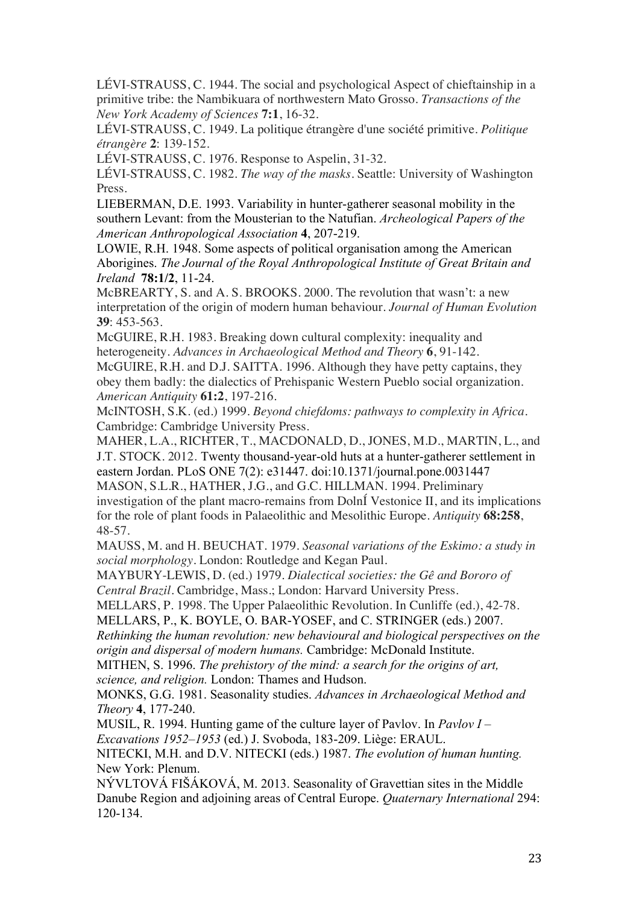LÉVI-STRAUSS, C. 1944. The social and psychological Aspect of chieftainship in a primitive tribe: the Nambikuara of northwestern Mato Grosso. *Transactions of the New York Academy of Sciences* **7:1**, 16-32.

LÉVI-STRAUSS, C. 1949. La politique étrangère d'une société primitive. *Politique étrangère* **2**: 139-152.

LÉVI-STRAUSS, C. 1976. Response to Aspelin, 31-32.

LÉVI-STRAUSS, C. 1982. *The way of the masks*. Seattle: University of Washington Press.

LIEBERMAN, D.E. 1993. Variability in hunter-gatherer seasonal mobility in the southern Levant: from the Mousterian to the Natufian. *Archeological Papers of the American Anthropological Association* **4**, 207-219.

LOWIE, R.H. 1948. Some aspects of political organisation among the American Aborigines. *The Journal of the Royal Anthropological Institute of Great Britain and Ireland* **78:1/2**, 11-24.

McBREARTY, S. and A. S. BROOKS. 2000. The revolution that wasn't: a new interpretation of the origin of modern human behaviour. *Journal of Human Evolution* **39**: 453-563.

McGUIRE, R.H. 1983. Breaking down cultural complexity: inequality and heterogeneity. *Advances in Archaeological Method and Theory* **6**, 91-142.

McGUIRE, R.H. and D.J. SAITTA. 1996. Although they have petty captains, they obey them badly: the dialectics of Prehispanic Western Pueblo social organization. *American Antiquity* **61:2**, 197-216.

McINTOSH, S.K. (ed.) 1999. *Beyond chiefdoms: pathways to complexity in Africa*. Cambridge: Cambridge University Press.

MAHER, L.A., RICHTER, T., MACDONALD, D., JONES, M.D., MARTIN, L., and J.T. STOCK. 2012. Twenty thousand-year-old huts at a hunter-gatherer settlement in eastern Jordan. PLoS ONE 7(2): e31447. doi:10.1371/journal.pone.0031447

MASON, S.L.R., HATHER, J.G., and G.C. HILLMAN. 1994. Preliminary investigation of the plant macro-remains from DolnÍ Vestonice II, and its implications for the role of plant foods in Palaeolithic and Mesolithic Europe. *Antiquity* **68:258**, 48-57.

MAUSS, M. and H. BEUCHAT. 1979. *Seasonal variations of the Eskimo: a study in social morphology*. London: Routledge and Kegan Paul.

MAYBURY-LEWIS, D. (ed.) 1979. *Dialectical societies: the Gê and Bororo of Central Brazil*. Cambridge, Mass.; London: Harvard University Press.

MELLARS, P. 1998. The Upper Palaeolithic Revolution. In Cunliffe (ed.), 42-78.

MELLARS, P., K. BOYLE, O. BAR-YOSEF, and C. STRINGER (eds.) 2007. *Rethinking the human revolution: new behavioural and biological perspectives on the origin and dispersal of modern humans.* Cambridge: McDonald Institute.

MITHEN, S. 1996. *The prehistory of the mind: a search for the origins of art, science, and religion.* London: Thames and Hudson.

MONKS, G.G. 1981. Seasonality studies. *Advances in Archaeological Method and Theory* **4**, 177-240.

MUSIL, R. 1994. Hunting game of the culture layer of Pavlov. In *Pavlov I – Excavations 1952–1953* (ed.) J. Svoboda, 183-209. Liège: ERAUL.

NITECKI, M.H. and D.V. NITECKI (eds.) 1987. *The evolution of human hunting.* New York: Plenum.

NÝVLTOVÁ FIŠÁKOVÁ, M. 2013. Seasonality of Gravettian sites in the Middle Danube Region and adjoining areas of Central Europe. *Quaternary International* 294: 120-134.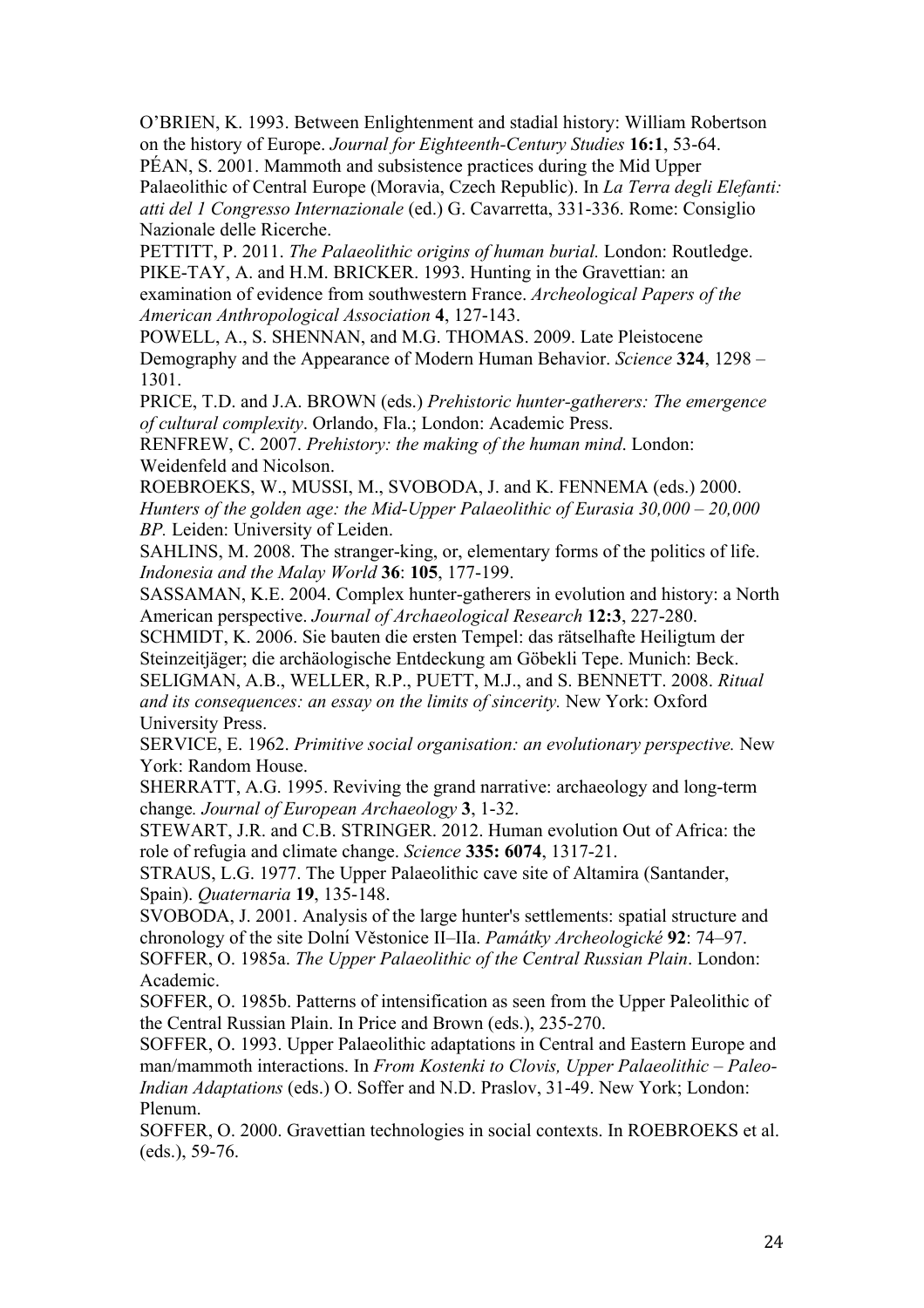O'BRIEN, K. 1993. Between Enlightenment and stadial history: William Robertson on the history of Europe. *Journal for Eighteenth-Century Studies* **16:1**, 53-64.

PÉAN, S. 2001. Mammoth and subsistence practices during the Mid Upper Palaeolithic of Central Europe (Moravia, Czech Republic). In *La Terra degli Elefanti: atti del 1 Congresso Internazionale* (ed.) G. Cavarretta, 331-336. Rome: Consiglio Nazionale delle Ricerche.

PETTITT, P. 2011. *The Palaeolithic origins of human burial.* London: Routledge.

PIKE-TAY, A. and H.M. BRICKER. 1993. Hunting in the Gravettian: an examination of evidence from southwestern France. *Archeological Papers of the American Anthropological Association* **4**, 127-143.

POWELL, A., S. SHENNAN, and M.G. THOMAS. 2009. Late Pleistocene Demography and the Appearance of Modern Human Behavior. *Science* **324**, 1298 – 1301.

PRICE, T.D. and J.A. BROWN (eds.) *Prehistoric hunter-gatherers: The emergence of cultural complexity*. Orlando, Fla.; London: Academic Press.

RENFREW, C. 2007. *Prehistory: the making of the human mind*. London: Weidenfeld and Nicolson.

ROEBROEKS, W., MUSSI, M., SVOBODA, J. and K. FENNEMA (eds.) 2000. *Hunters of the golden age: the Mid-Upper Palaeolithic of Eurasia 30,000 – 20,000 BP.* Leiden: University of Leiden.

SAHLINS, M. 2008. The stranger-king, or, elementary forms of the politics of life. *Indonesia and the Malay World* **36**: **105**, 177-199.

SASSAMAN, K.E. 2004. Complex hunter-gatherers in evolution and history: a North American perspective. *Journal of Archaeological Research* **12:3**, 227-280.

SCHMIDT, K. 2006. Sie bauten die ersten Tempel: das rätselhafte Heiligtum der Steinzeitjäger; die archäologische Entdeckung am Göbekli Tepe. Munich: Beck.

SELIGMAN, A.B., WELLER, R.P., PUETT, M.J., and S. BENNETT. 2008. *Ritual and its consequences: an essay on the limits of sincerity.* New York: Oxford University Press.

SERVICE, E. 1962. *Primitive social organisation: an evolutionary perspective.* New York: Random House.

SHERRATT, A.G. 1995. Reviving the grand narrative: archaeology and long-term change*. Journal of European Archaeology* **3**, 1-32.

STEWART, J.R. and C.B. STRINGER. 2012. Human evolution Out of Africa: the role of refugia and climate change. *Science* **335: 6074**, 1317-21.

STRAUS, L.G. 1977. The Upper Palaeolithic cave site of Altamira (Santander, Spain). *Quaternaria* **19**, 135-148.

SVOBODA, J. 2001. Analysis of the large hunter's settlements: spatial structure and chronology of the site Dolní Věstonice II–IIa. *Památky Archeologické* **92**: 74–97.

SOFFER, O. 1985a. *The Upper Palaeolithic of the Central Russian Plain*. London: Academic.

SOFFER, O. 1985b. Patterns of intensification as seen from the Upper Paleolithic of the Central Russian Plain. In Price and Brown (eds.), 235-270.

SOFFER, O. 1993. Upper Palaeolithic adaptations in Central and Eastern Europe and man/mammoth interactions. In *From Kostenki to Clovis, Upper Palaeolithic – Paleo-Indian Adaptations* (eds.) O. Soffer and N.D. Praslov, 31-49. New York; London: Plenum.

SOFFER, O. 2000. Gravettian technologies in social contexts. In ROEBROEKS et al. (eds.), 59-76.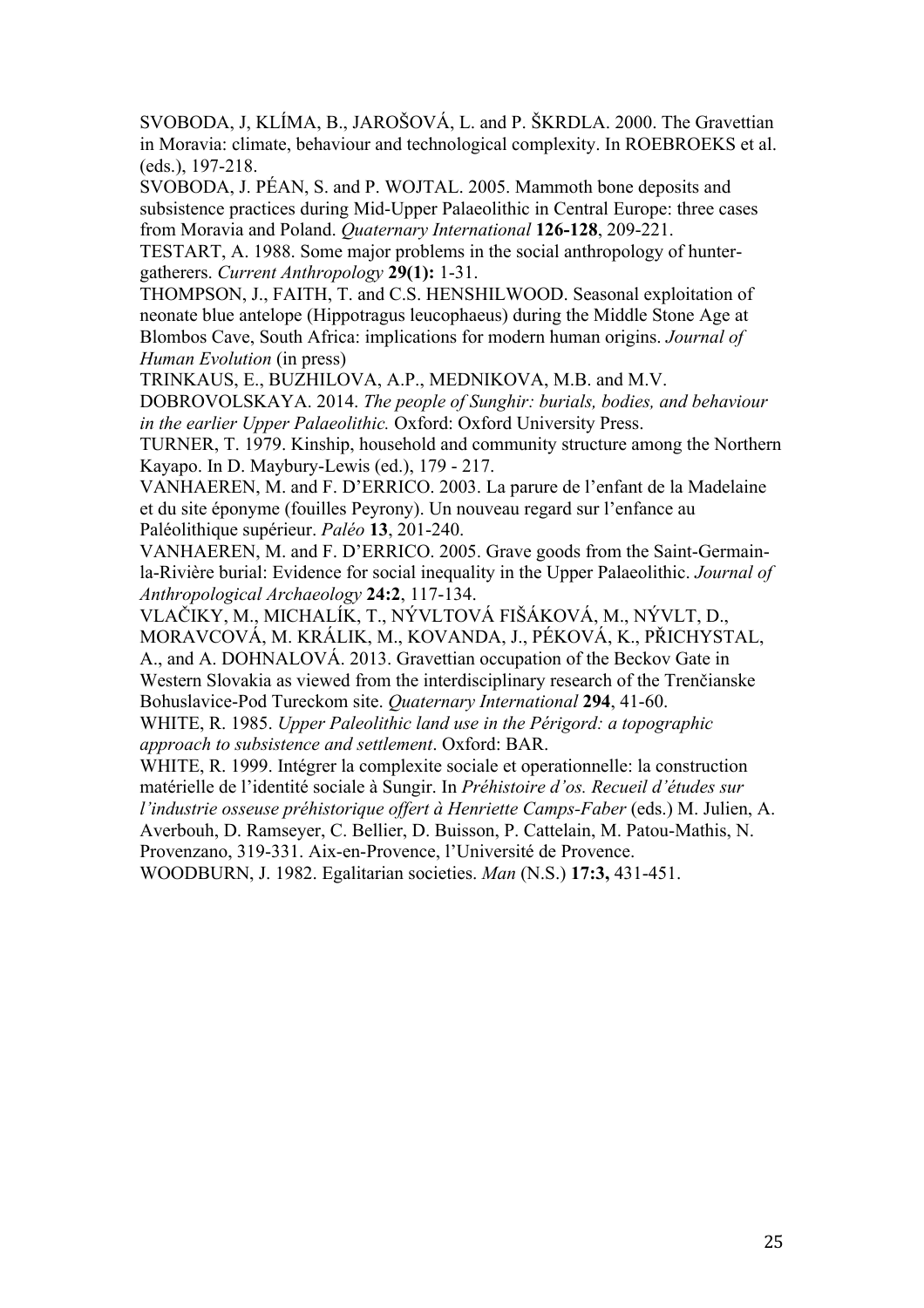SVOBODA, J, KLÍMA, B., JAROŠOVÁ, L. and P. ŠKRDLA. 2000. The Gravettian in Moravia: climate, behaviour and technological complexity. In ROEBROEKS et al. (eds.), 197-218.

SVOBODA, J. PÉAN, S. and P. WOJTAL. 2005. Mammoth bone deposits and subsistence practices during Mid-Upper Palaeolithic in Central Europe: three cases from Moravia and Poland. *Quaternary International* **126-128**, 209-221.

TESTART, A. 1988. Some major problems in the social anthropology of hunter-gatherers. *Current Anthropology* **29(1):** 1-31.

THOMPSON, J., FAITH, T. and C.S. HENSHILWOOD. Seasonal exploitation of neonate blue antelope (Hippotragus leucophaeus) during the Middle Stone Age at Blombos Cave, South Africa: implications for modern human origins. *Journal of Human Evolution* (in press)

TRINKAUS, E., BUZHILOVA, A.P., MEDNIKOVA, M.B. and M.V. DOBROVOLSKAYA. 2014. *The people of Sunghir: burials, bodies, and behaviour in the earlier Upper Palaeolithic.* Oxford: Oxford University Press.

TURNER, T. 1979. Kinship, household and community structure among the Northern Kayapo. In D. Maybury-Lewis (ed.), 179 - 217.

VANHAEREN, M. and F. D'ERRICO. 2003. La parure de l'enfant de la Madelaine et du site éponyme (fouilles Peyrony). Un nouveau regard sur l'enfance au Paléolithique supérieur. *Paléo* **13**, 201-240.

VANHAEREN, M. and F. D'ERRICO. 2005. Grave goods from the Saint-Germain-la-Rivière burial: Evidence for social inequality in the Upper Palaeolithic. *Journal of Anthropological Archaeology* **24:2**, 117-134.

VLAČIKY, M., MICHALÍK, T., NÝVLTOVÁ FIŠÁKOVÁ, M., NÝVLT, D., MORAVCOVÁ, M. KRÁLIK, M., KOVANDA, J., PÉKOVÁ, K., PŘICHYSTAL, A., and A. DOHNALOVÁ. 2013. Gravettian occupation of the Beckov Gate in Western Slovakia as viewed from the interdisciplinary research of the Trenčianske Bohuslavice-Pod Tureckom site. *Quaternary International* **294**, 41-60.

WHITE, R. 1985. *Upper Paleolithic land use in the Périgord: a topographic approach to subsistence and settlement*. Oxford: BAR.

WHITE, R. 1999. Intégrer la complexite sociale et operationnelle: la construction matérielle de l'identité sociale à Sungir. In *Préhistoire d'os. Recueil d'études sur l'industrie osseuse préhistorique offert à Henriette Camps-Faber* (eds.) M. Julien, A. Averbouh, D. Ramseyer, C. Bellier, D. Buisson, P. Cattelain, M. Patou-Mathis, N. Provenzano, 319-331. Aix-en-Provence, l'Université de Provence.

WOODBURN, J. 1982. Egalitarian societies. *Man* (N.S.) **17:3,** 431-451.